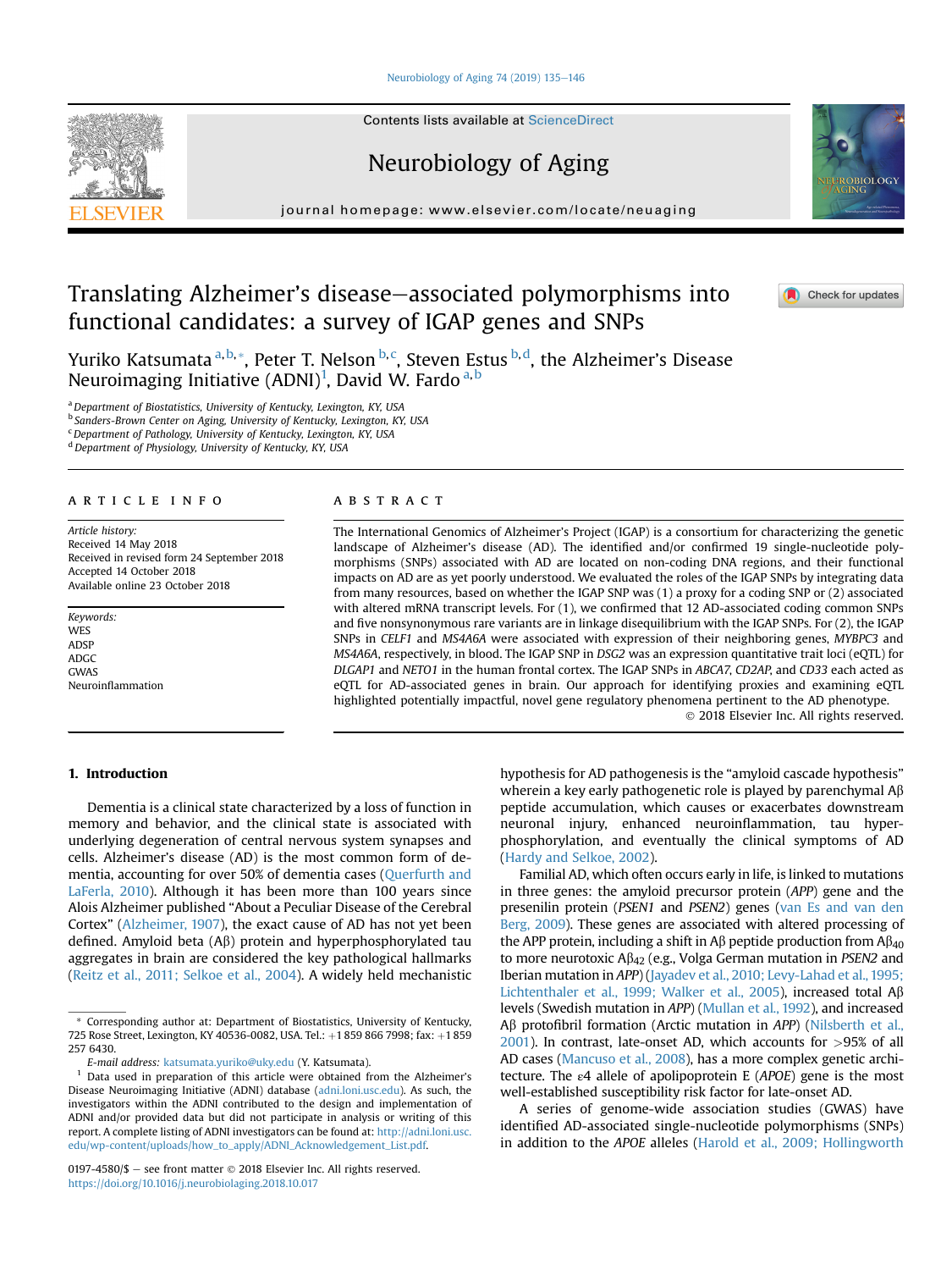# Translating Alzheimer's disease–associated polymorphisms into functional candidates: a survey of IGAP genes and SNPs

Yuriko Katsumata [a,b,*], Peter T. Nelson [b,c], Steven Estus [b,d], the Alzheimer's Disease Neuroimaging Initiative (ADNI)[1], David W. Fardo [a,b]

[a] Department of Biostatistics, University of Kentucky, Lexington, KY, USA
[b] Sanders-Brown Center on Aging, University of Kentucky, Lexington, KY, USA
[c] Department of Pathology, University of Kentucky, Lexington, KY, USA
[d] Department of Physiology, University of Kentucky, KY, USA

## ARTICLE INFO

*Article history:*
Received 14 May 2018
Received in revised form 24 September 2018
Accepted 14 October 2018
Available online 23 October 2018

*Keywords:*
WES
ADSP
ADGC
GWAS
Neuroinflammation

## ABSTRACT

The International Genomics of Alzheimer's Project (IGAP) is a consortium for characterizing the genetic landscape of Alzheimer's disease (AD). The identified and/or confirmed 19 single-nucleotide polymorphisms (SNPs) associated with AD are located on non-coding DNA regions, and their functional impacts on AD are as yet poorly understood. We evaluated the roles of the IGAP SNPs by integrating data from many resources, based on whether the IGAP SNP was (1) a proxy for a coding SNP or (2) associated with altered mRNA transcript levels. For (1), we confirmed that 12 AD-associated coding common SNPs and five nonsynonymous rare variants are in linkage disequilibrium with the IGAP SNPs. For (2), the IGAP SNPs in *CELF1* and *MS4A6A* were associated with expression of their neighboring genes, *MYBPC3* and *MS4A6A*, respectively, in blood. The IGAP SNP in *DSG2* was an expression quantitative trait loci (eQTL) for *DLGAP1* and *NETO1* in the human frontal cortex. The IGAP SNPs in *ABCA7*, *CD2AP*, and *CD33* each acted as eQTL for AD-associated genes in brain. Our approach for identifying proxies and examining eQTL highlighted potentially impactful, novel gene regulatory phenomena pertinent to the AD phenotype.

© 2018 Elsevier Inc. All rights reserved.

## 1. Introduction

Dementia is a clinical state characterized by a loss of function in memory and behavior, and the clinical state is associated with underlying degeneration of central nervous system synapses and cells. Alzheimer's disease (AD) is the most common form of dementia, accounting for over 50% of dementia cases (Querfurth and LaFerla, 2010). Although it has been more than 100 years since Alois Alzheimer published "About a Peculiar Disease of the Cerebral Cortex" (Alzheimer, 1907), the exact cause of AD has not yet been defined. Amyloid beta (Aβ) protein and hyperphosphorylated tau aggregates in brain are considered the key pathological hallmarks (Reitz et al., 2011; Selkoe et al., 2004). A widely held mechanistic hypothesis for AD pathogenesis is the "amyloid cascade hypothesis" wherein a key early pathogenetic role is played by parenchymal Aβ peptide accumulation, which causes or exacerbates downstream neuronal injury, enhanced neuroinflammation, tau hyperphosphorylation, and eventually the clinical symptoms of AD (Hardy and Selkoe, 2002).

Familial AD, which often occurs early in life, is linked to mutations in three genes: the amyloid precursor protein (*APP*) gene and the presenilin protein (*PSEN1* and *PSEN2*) genes (van Es and van den Berg, 2009). These genes are associated with altered processing of the APP protein, including a shift in Aβ peptide production from $A\beta_{40}$ to more neurotoxic $A\beta_{42}$ (e.g., Volga German mutation in *PSEN2* and Iberian mutation in *APP*) (Jayadev et al., 2010; Levy-Lahad et al., 1995; Lichtenthaler et al., 1999; Walker et al., 2005), increased total Aβ levels (Swedish mutation in *APP*) (Mullan et al., 1992), and increased Aβ protofibril formation (Arctic mutation in *APP*) (Nilsberth et al., 2001). In contrast, late-onset AD, which accounts for >95% of all AD cases (Mancuso et al., 2008), has a more complex genetic architecture. The ε4 allele of apolipoprotein E (*APOE*) gene is the most well-established susceptibility risk factor for late-onset AD.

A series of genome-wide association studies (GWAS) have identified AD-associated single-nucleotide polymorphisms (SNPs) in addition to the *APOE* alleles (Harold et al., 2009; Hollingworth

---

\* Corresponding author at: Department of Biostatistics, University of Kentucky, 725 Rose Street, Lexington, KY 40536-0082, USA. Tel.: +1 859 866 7998; fax: +1 859 257 6430.

*E-mail address:* katsumata.yuriko@uky.edu (Y. Katsumata).

[1] Data used in preparation of this article were obtained from the Alzheimer's Disease Neuroimaging Initiative (ADNI) database (adni.loni.usc.edu). As such, the investigators within the ADNI contributed to the design and implementation of ADNI and/or provided data but did not participate in analysis or writing of this report. A complete listing of ADNI investigators can be found at: http://adni.loni.usc.edu/wp-content/uploads/how_to_apply/ADNI_Acknowledgement_List.pdf.

0197-4580/$ – see front matter © 2018 Elsevier Inc. All rights reserved.
https://doi.org/10.1016/j.neurobiolaging.2018.10.017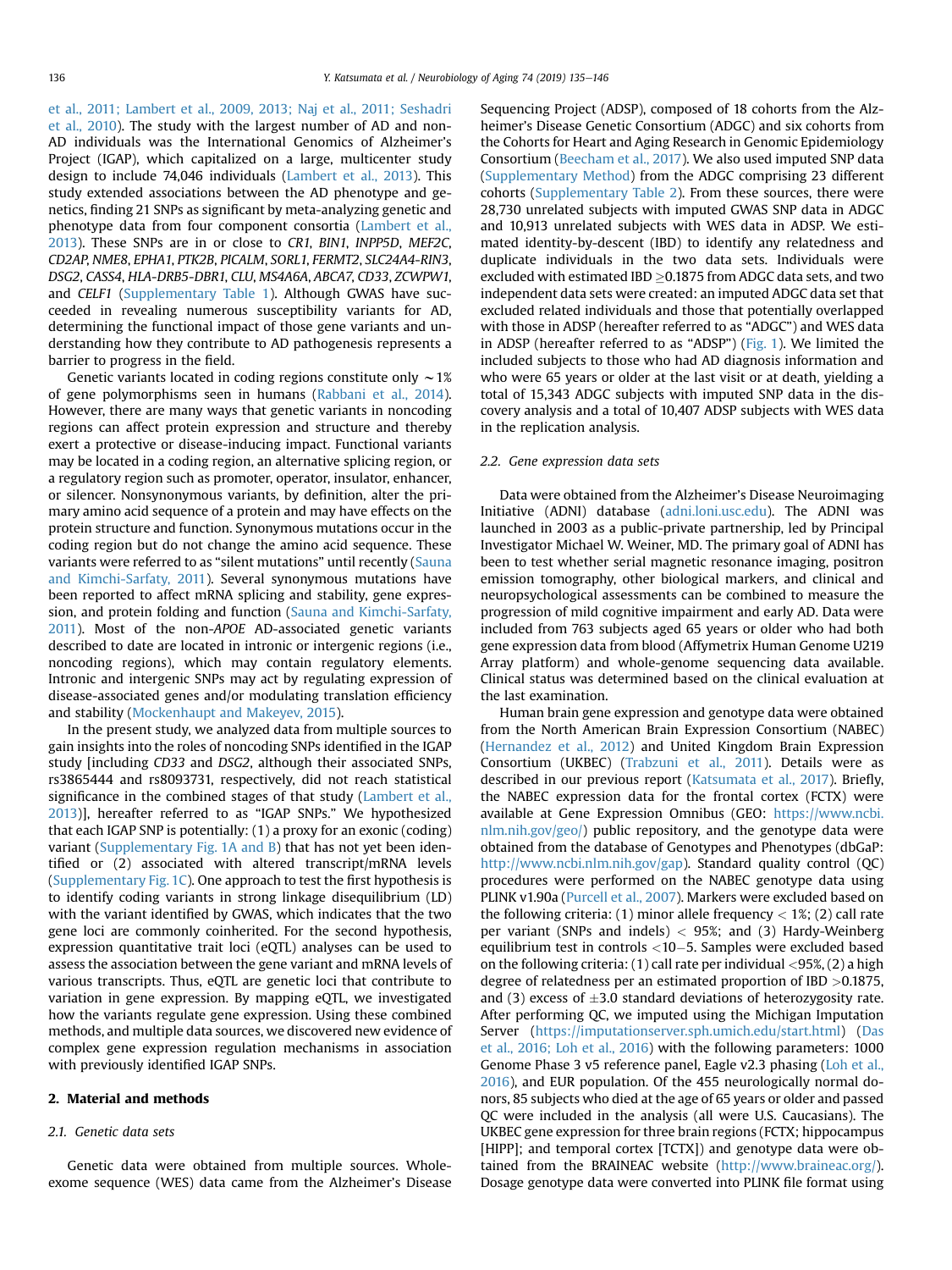et al., 2011; Lambert et al., 2009, 2013; Naj et al., 2011; Seshadri et al., 2010). The study with the largest number of AD and non-AD individuals was the International Genomics of Alzheimer's Project (IGAP), which capitalized on a large, multicenter study design to include 74,046 individuals (Lambert et al., 2013). This study extended associations between the AD phenotype and genetics, finding 21 SNPs as significant by meta-analyzing genetic and phenotype data from four component consortia (Lambert et al., 2013). These SNPs are in or close to *CR1*, *BIN1*, *INPP5D*, *MEF2C*, *CD2AP*, *NME8*, *EPHA1*, *PTK2B*, *PICALM*, *SORL1*, *FERMT2*, *SLC24A4-RIN3*, *DSG2*, *CASS4*, *HLA-DRB5-DBR1*, *CLU*, *MS4A6A*, *ABCA7*, *CD33*, *ZCWPW1*, and *CELF1* (Supplementary Table 1). Although GWAS have succeeded in revealing numerous susceptibility variants for AD, determining the functional impact of those gene variants and understanding how they contribute to AD pathogenesis represents a barrier to progress in the field.

Genetic variants located in coding regions constitute only ~1% of gene polymorphisms seen in humans (Rabbani et al., 2014). However, there are many ways that genetic variants in noncoding regions can affect protein expression and structure and thereby exert a protective or disease-inducing impact. Functional variants may be located in a coding region, an alternative splicing region, or a regulatory region such as promoter, operator, insulator, enhancer, or silencer. Nonsynonymous variants, by definition, alter the primary amino acid sequence of a protein and may have effects on the protein structure and function. Synonymous mutations occur in the coding region but do not change the amino acid sequence. These variants were referred to as "silent mutations" until recently (Sauna and Kimchi-Sarfaty, 2011). Several synonymous mutations have been reported to affect mRNA splicing and stability, gene expression, and protein folding and function (Sauna and Kimchi-Sarfaty, 2011). Most of the non-*APOE* AD-associated genetic variants described to date are located in intronic or intergenic regions (i.e., noncoding regions), which may contain regulatory elements. Intronic and intergenic SNPs may act by regulating expression of disease-associated genes and/or modulating translation efficiency and stability (Mockenhaupt and Makeyev, 2015).

In the present study, we analyzed data from multiple sources to gain insights into the roles of noncoding SNPs identified in the IGAP study [including *CD33* and *DSG2*, although their associated SNPs, rs3865444 and rs8093731, respectively, did not reach statistical significance in the combined stages of that study (Lambert et al., 2013)], hereafter referred to as "IGAP SNPs." We hypothesized that each IGAP SNP is potentially: (1) a proxy for an exonic (coding) variant (Supplementary Fig. 1A and B) that has not yet been identified or (2) associated with altered transcript/mRNA levels (Supplementary Fig. 1C). One approach to test the first hypothesis is to identify coding variants in strong linkage disequilibrium (LD) with the variant identified by GWAS, which indicates that the two gene loci are commonly coinherited. For the second hypothesis, expression quantitative trait loci (eQTL) analyses can be used to assess the association between the gene variant and mRNA levels of various transcripts. Thus, eQTL are genetic loci that contribute to variation in gene expression. By mapping eQTL, we investigated how the variants regulate gene expression. Using these combined methods, and multiple data sources, we discovered new evidence of complex gene expression regulation mechanisms in association with previously identified IGAP SNPs.

## 2. Material and methods

### 2.1. Genetic data sets

Genetic data were obtained from multiple sources. Whole-exome sequence (WES) data came from the Alzheimer's Disease Sequencing Project (ADSP), composed of 18 cohorts from the Alzheimer's Disease Genetic Consortium (ADGC) and six cohorts from the Cohorts for Heart and Aging Research in Genomic Epidemiology Consortium (Beecham et al., 2017). We also used imputed SNP data (Supplementary Method) from the ADGC comprising 23 different cohorts (Supplementary Table 2). From these sources, there were 28,730 unrelated subjects with imputed GWAS SNP data in ADGC and 10,913 unrelated subjects with WES data in ADSP. We estimated identity-by-descent (IBD) to identify any relatedness and duplicate individuals in the two data sets. Individuals were excluded with estimated IBD ≥0.1875 from ADGC data sets, and two independent data sets were created: an imputed ADGC data set that excluded related individuals and those that potentially overlapped with those in ADSP (hereafter referred to as "ADGC") and WES data in ADSP (hereafter referred to as "ADSP") (Fig. 1). We limited the included subjects to those who had AD diagnosis information and who were 65 years or older at the last visit or at death, yielding a total of 15,343 ADGC subjects with imputed SNP data in the discovery analysis and a total of 10,407 ADSP subjects with WES data in the replication analysis.

### 2.2. Gene expression data sets

Data were obtained from the Alzheimer's Disease Neuroimaging Initiative (ADNI) database (adni.loni.usc.edu). The ADNI was launched in 2003 as a public-private partnership, led by Principal Investigator Michael W. Weiner, MD. The primary goal of ADNI has been to test whether serial magnetic resonance imaging, positron emission tomography, other biological markers, and clinical and neuropsychological assessments can be combined to measure the progression of mild cognitive impairment and early AD. Data were included from 763 subjects aged 65 years or older who had both gene expression data from blood (Affymetrix Human Genome U219 Array platform) and whole-genome sequencing data available. Clinical status was determined based on the clinical evaluation at the last examination.

Human brain gene expression and genotype data were obtained from the North American Brain Expression Consortium (NABEC) (Hernandez et al., 2012) and United Kingdom Brain Expression Consortium (UKBEC) (Trabzuni et al., 2011). Details were as described in our previous report (Katsumata et al., 2017). Briefly, the NABEC expression data for the frontal cortex (FCTX) were available at Gene Expression Omnibus (GEO: https://www.ncbi.nlm.nih.gov/geo/) public repository, and the genotype data were obtained from the database of Genotypes and Phenotypes (dbGaP: http://www.ncbi.nlm.nih.gov/gap). Standard quality control (QC) procedures were performed on the NABEC genotype data using PLINK v1.90a (Purcell et al., 2007). Markers were excluded based on the following criteria: (1) minor allele frequency < 1%; (2) call rate per variant (SNPs and indels) < 95%; and (3) Hardy-Weinberg equilibrium test in controls <10−5. Samples were excluded based on the following criteria: (1) call rate per individual <95%, (2) a high degree of relatedness per an estimated proportion of IBD >0.1875, and (3) excess of ±3.0 standard deviations of heterozygosity rate. After performing QC, we imputed using the Michigan Imputation Server (https://imputationserver.sph.umich.edu/start.html) (Das et al., 2016; Loh et al., 2016) with the following parameters: 1000 Genome Phase 3 v5 reference panel, Eagle v2.3 phasing (Loh et al., 2016), and EUR population. Of the 455 neurologically normal donors, 85 subjects who died at the age of 65 years or older and passed QC were included in the analysis (all were U.S. Caucasians). The UKBEC gene expression for three brain regions (FCTX; hippocampus [HIPP]; and temporal cortex [TCTX]) and genotype data were obtained from the BRAINEAC website (http://www.braineac.org/). Dosage genotype data were converted into PLINK file format using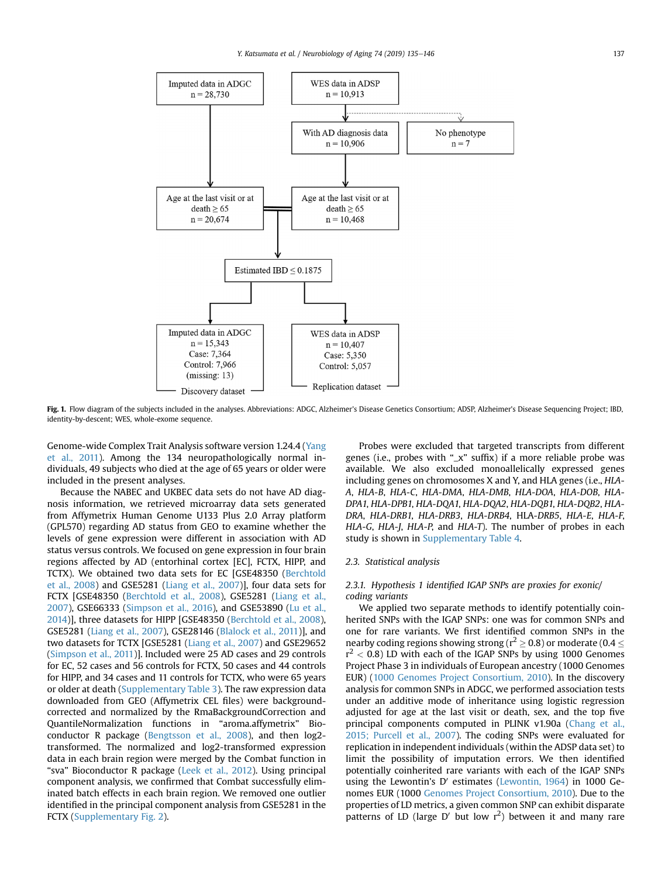Imputed data in ADGC
n = 28,730

WES data in ADSP
n = 10,913

With AD diagnosis data
n = 10,906

No phenotype
n = 7

Age at the last visit or at death ≥ 65
n = 20,674

Age at the last visit or at death ≥ 65
n = 10,468

Estimated IBD ≤ 0.1875

Imputed data in ADGC
n = 15,343
Case: 7,364
Control: 7,966
(missing: 13)
Discovery dataset

WES data in ADSP
n = 10,407
Case: 5,350
Control: 5,057
Replication dataset

**Fig. 1.** Flow diagram of the subjects included in the analyses. Abbreviations: ADGC, Alzheimer's Disease Genetics Consortium; ADSP, Alzheimer's Disease Sequencing Project; IBD, identity-by-descent; WES, whole-exome sequence.

Genome-wide Complex Trait Analysis software version 1.24.4 (Yang et al., 2011). Among the 134 neuropathologically normal individuals, 49 subjects who died at the age of 65 years or older were included in the present analyses.

Because the NABEC and UKBEC data sets do not have AD diagnosis information, we retrieved microarray data sets generated from Affymetrix Human Genome U133 Plus 2.0 Array platform (GPL570) regarding AD status from GEO to examine whether the levels of gene expression were different in association with AD status versus controls. We focused on gene expression in four brain regions affected by AD (entorhinal cortex [EC], FCTX, HIPP, and TCTX). We obtained two data sets for EC [GSE48350 (Berchtold et al., 2008) and GSE5281 (Liang et al., 2007)], four data sets for FCTX [GSE48350 (Berchtold et al., 2008), GSE5281 (Liang et al., 2007), GSE66333 (Simpson et al., 2016), and GSE53890 (Lu et al., 2014)], three datasets for HIPP [GSE48350 (Berchtold et al., 2008), GSE5281 (Liang et al., 2007), GSE28146 (Blalock et al., 2011)], and two datasets for TCTX [GSE5281 (Liang et al., 2007) and GSE29652 (Simpson et al., 2011)]. Included were 25 AD cases and 29 controls for EC, 52 cases and 56 controls for FCTX, 50 cases and 44 controls for HIPP, and 34 cases and 11 controls for TCTX, who were 65 years or older at death (Supplementary Table 3). The raw expression data downloaded from GEO (Affymetrix CEL files) were background-corrected and normalized by the RmaBackgroundCorrection and QuantileNormalization functions in "aroma.affymetrix" Bioconductor R package (Bengtsson et al., 2008), and then log2-transformed. The normalized and log2-transformed expression data in each brain region were merged by the Combat function in "sva" Bioconductor R package (Leek et al., 2012). Using principal component analysis, we confirmed that Combat successfully eliminated batch effects in each brain region. We removed one outlier identified in the principal component analysis from GSE5281 in the FCTX (Supplementary Fig. 2).

Probes were excluded that targeted transcripts from different genes (i.e., probes with "_x" suffix) if a more reliable probe was available. We also excluded monoallelically expressed genes including genes on chromosomes X and Y, and HLA genes (i.e., *HLA-A*, *HLA-B*, *HLA-C*, *HLA-DMA*, *HLA-DMB*, *HLA-DOA*, *HLA-DOB*, *HLA-DPA1*, *HLA-DPB1*, *HLA-DQA1*, *HLA-DQA2*, *HLA-DQB1*, *HLA-DQB2*, *HLA-DRA*, *HLA-DRB1*, *HLA-DRB3*, *HLA-DRB4*, HLA-*DRB5*, *HLA-E*, *HLA-F*, *HLA-G*, *HLA-J*, *HLA-P*, and *HLA-T*). The number of probes in each study is shown in Supplementary Table 4.

### 2.3. Statistical analysis

#### 2.3.1. Hypothesis 1 identified IGAP SNPs are proxies for exonic/coding variants

We applied two separate methods to identify potentially coinherited SNPs with the IGAP SNPs: one was for common SNPs and one for rare variants. We first identified common SNPs in the nearby coding regions showing strong ($r^2 \geq 0.8$) or moderate ($0.4 \leq r^2 < 0.8$) LD with each of the IGAP SNPs by using 1000 Genomes Project Phase 3 in individuals of European ancestry (1000 Genomes EUR) (1000 Genomes Project Consortium, 2010). In the discovery analysis for common SNPs in ADGC, we performed association tests under an additive mode of inheritance using logistic regression adjusted for age at the last visit or death, sex, and the top five principal components computed in PLINK v1.90a (Chang et al., 2015; Purcell et al., 2007). The coding SNPs were evaluated for replication in independent individuals (within the ADSP data set) to limit the possibility of imputation errors. We then identified potentially coinherited rare variants with each of the IGAP SNPs using the Lewontin's D′ estimates (Lewontin, 1964) in 1000 Genomes EUR (1000 Genomes Project Consortium, 2010). Due to the properties of LD metrics, a given common SNP can exhibit disparate patterns of LD (large D′ but low $r^2$) between it and many rare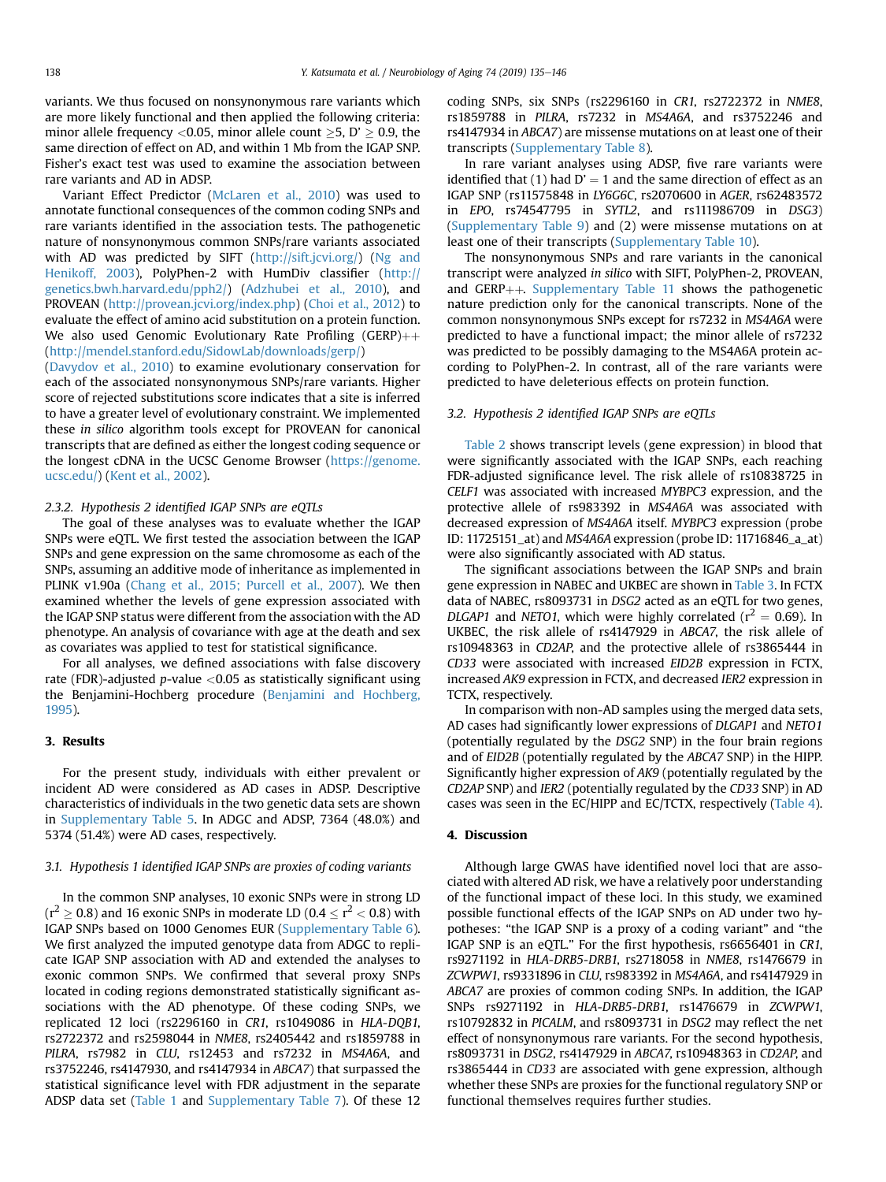variants. We thus focused on nonsynonymous rare variants which are more likely functional and then applied the following criteria: minor allele frequency <0.05, minor allele count ≥5, D' ≥ 0.9, the same direction of effect on AD, and within 1 Mb from the IGAP SNP. Fisher's exact test was used to examine the association between rare variants and AD in ADSP.

Variant Effect Predictor (McLaren et al., 2010) was used to annotate functional consequences of the common coding SNPs and rare variants identified in the association tests. The pathogenetic nature of nonsynonymous common SNPs/rare variants associated with AD was predicted by SIFT (http://sift.jcvi.org/) (Ng and Henikoff, 2003), PolyPhen-2 with HumDiv classifier (http://genetics.bwh.harvard.edu/pph2/) (Adzhubei et al., 2010), and PROVEAN (http://provean.jcvi.org/index.php) (Choi et al., 2012) to evaluate the effect of amino acid substitution on a protein function. We also used Genomic Evolutionary Rate Profiling (GERP)++ (http://mendel.stanford.edu/SidowLab/downloads/gerp/) (Davydov et al., 2010) to examine evolutionary conservation for each of the associated nonsynonymous SNPs/rare variants. Higher score of rejected substitutions score indicates that a site is inferred to have a greater level of evolutionary constraint. We implemented these *in silico* algorithm tools except for PROVEAN for canonical transcripts that are defined as either the longest coding sequence or the longest cDNA in the UCSC Genome Browser (https://genome.ucsc.edu/) (Kent et al., 2002).

#### 2.3.2. Hypothesis 2 identified IGAP SNPs are eQTLs

The goal of these analyses was to evaluate whether the IGAP SNPs were eQTL. We first tested the association between the IGAP SNPs and gene expression on the same chromosome as each of the SNPs, assuming an additive mode of inheritance as implemented in PLINK v1.90a (Chang et al., 2015; Purcell et al., 2007). We then examined whether the levels of gene expression associated with the IGAP SNP status were different from the association with the AD phenotype. An analysis of covariance with age at the death and sex as covariates was applied to test for statistical significance.

For all analyses, we defined associations with false discovery rate (FDR)-adjusted *p*-value <0.05 as statistically significant using the Benjamini-Hochberg procedure (Benjamini and Hochberg, 1995).

## 3. Results

For the present study, individuals with either prevalent or incident AD were considered as AD cases in ADSP. Descriptive characteristics of individuals in the two genetic data sets are shown in Supplementary Table 5. In ADGC and ADSP, 7364 (48.0%) and 5374 (51.4%) were AD cases, respectively.

### 3.1. Hypothesis 1 identified IGAP SNPs are proxies of coding variants

In the common SNP analyses, 10 exonic SNPs were in strong LD ($r^2 \geq 0.8$) and 16 exonic SNPs in moderate LD ($0.4 \leq r^2 < 0.8$) with IGAP SNPs based on 1000 Genomes EUR (Supplementary Table 6). We first analyzed the imputed genotype data from ADGC to replicate IGAP SNP association with AD and extended the analyses to exonic common SNPs. We confirmed that several proxy SNPs located in coding regions demonstrated statistically significant associations with the AD phenotype. Of these coding SNPs, we replicated 12 loci (rs2296160 in *CR1*, rs1049086 in *HLA-DQB1*, rs2722372 and rs2598044 in *NME8*, rs2405442 and rs1859788 in *PILRA*, rs7982 in *CLU*, rs12453 and rs7232 in *MS4A6A*, and rs3752246, rs4147930, and rs4147934 in *ABCA7*) that surpassed the statistical significance level with FDR adjustment in the separate ADSP data set (Table 1 and Supplementary Table 7). Of these 12 coding SNPs, six SNPs (rs2296160 in *CR1*, rs2722372 in *NME8*, rs1859788 in *PILRA*, rs7232 in *MS4A6A*, and rs3752246 and rs4147934 in *ABCA7*) are missense mutations on at least one of their transcripts (Supplementary Table 8).

In rare variant analyses using ADSP, five rare variants were identified that (1) had D' = 1 and the same direction of effect as an IGAP SNP (rs11575848 in *LY6G6C*, rs2070600 in *AGER*, rs62483572 in *EPO*, rs74547795 in *SYTL2*, and rs111986709 in *DSG3*) (Supplementary Table 9) and (2) were missense mutations on at least one of their transcripts (Supplementary Table 10).

The nonsynonymous SNPs and rare variants in the canonical transcript were analyzed *in silico* with SIFT, PolyPhen-2, PROVEAN, and GERP++. Supplementary Table 11 shows the pathogenetic nature prediction only for the canonical transcripts. None of the common nonsynonymous SNPs except for rs7232 in *MS4A6A* were predicted to have a functional impact; the minor allele of rs7232 was predicted to be possibly damaging to the MS4A6A protein according to PolyPhen-2. In contrast, all of the rare variants were predicted to have deleterious effects on protein function.

### 3.2. Hypothesis 2 identified IGAP SNPs are eQTLs

Table 2 shows transcript levels (gene expression) in blood that were significantly associated with the IGAP SNPs, each reaching FDR-adjusted significance level. The risk allele of rs10838725 in *CELF1* was associated with increased *MYBPC3* expression, and the protective allele of rs983392 in *MS4A6A* was associated with decreased expression of *MS4A6A* itself. *MYBPC3* expression (probe ID: 11725151_at) and *MS4A6A* expression (probe ID: 11716846_a_at) were also significantly associated with AD status.

The significant associations between the IGAP SNPs and brain gene expression in NABEC and UKBEC are shown in Table 3. In FCTX data of NABEC, rs8093731 in *DSG2* acted as an eQTL for two genes, *DLGAP1* and *NETO1*, which were highly correlated ($r^2 = 0.69$). In UKBEC, the risk allele of rs4147929 in *ABCA7*, the risk allele of rs10948363 in *CD2AP*, and the protective allele of rs3865444 in *CD33* were associated with increased *EID2B* expression in FCTX, increased *AK9* expression in FCTX, and decreased *IER2* expression in TCTX, respectively.

In comparison with non-AD samples using the merged data sets, AD cases had significantly lower expressions of *DLGAP1* and *NETO1* (potentially regulated by the *DSG2* SNP) in the four brain regions and of *EID2B* (potentially regulated by the *ABCA7* SNP) in the HIPP. Significantly higher expression of *AK9* (potentially regulated by the *CD2AP* SNP) and *IER2* (potentially regulated by the *CD33* SNP) in AD cases was seen in the EC/HIPP and EC/TCTX, respectively (Table 4).

## 4. Discussion

Although large GWAS have identified novel loci that are associated with altered AD risk, we have a relatively poor understanding of the functional impact of these loci. In this study, we examined possible functional effects of the IGAP SNPs on AD under two hypotheses: "the IGAP SNP is a proxy of a coding variant" and "the IGAP SNP is an eQTL." For the first hypothesis, rs6656401 in *CR1*, rs9271192 in *HLA-DRB5-DRB1*, rs2718058 in *NME8*, rs1476679 in *ZCWPW1*, rs9331896 in *CLU*, rs983392 in *MS4A6A*, and rs4147929 in *ABCA7* are proxies of common coding SNPs. In addition, the IGAP SNPs rs9271192 in *HLA-DRB5-DRB1*, rs1476679 in *ZCWPW1*, rs10792832 in *PICALM*, and rs8093731 in *DSG2* may reflect the net effect of nonsynonymous rare variants. For the second hypothesis, rs8093731 in *DSG2*, rs4147929 in *ABCA7*, rs10948363 in *CD2AP*, and rs3865444 in *CD33* are associated with gene expression, although whether these SNPs are proxies for the functional regulatory SNP or functional themselves requires further studies.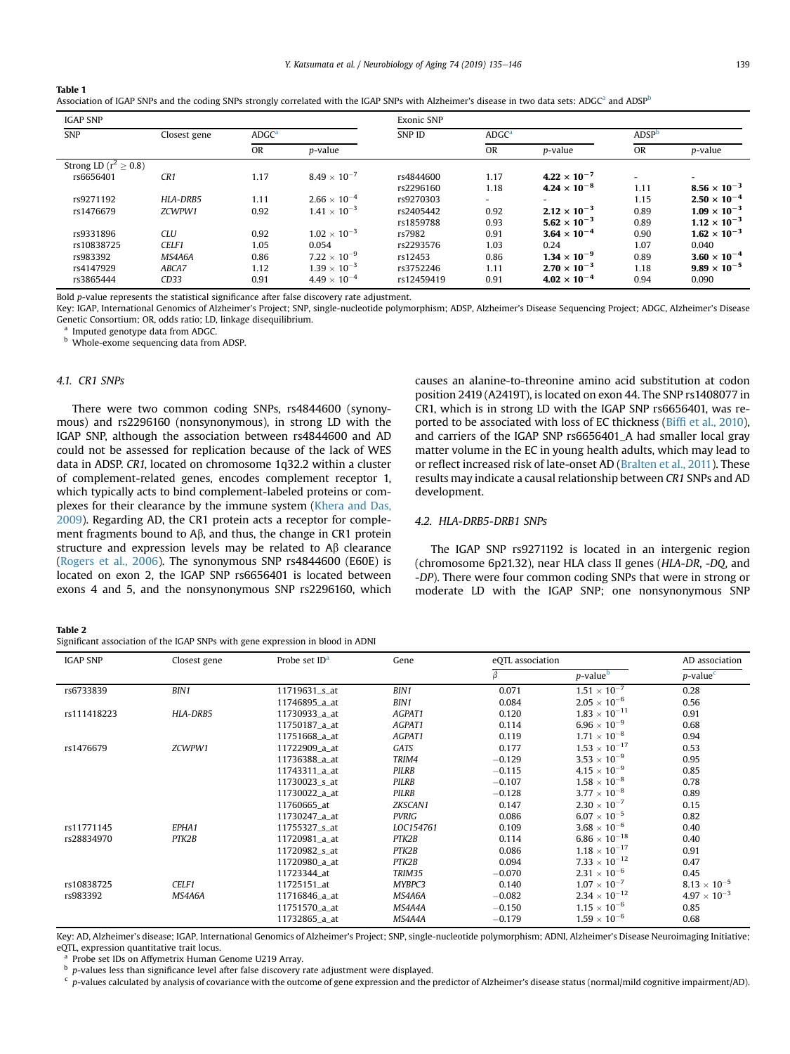**Table 1**
Association of IGAP SNPs and the coding SNPs strongly correlated with the IGAP SNPs with Alzheimer's disease in two data sets: ADGC[a] and ADSP[b]

| IGAP SNP | | | | Exonic SNP | | | | |
|---|---|---|---|---|---|---|---|---|
| SNP | Closest gene | ADGC[a] | | SNP ID | ADGC[a] | | ADSP[b] | |
| | | OR | *p*-value | | OR | *p*-value | OR | *p*-value |
| Strong LD ($r^2 \geq 0.8$) | | | | | | | | |
| rs6656401 | *CR1* | 1.17 | $8.49 \times 10^{-7}$ | rs4844600 | 1.17 | **$4.22 \times 10^{-7}$** | - | - |
| | | | | rs2296160 | 1.18 | **$4.24 \times 10^{-8}$** | 1.11 | **$8.56 \times 10^{-3}$** |
| rs9271192 | *HLA-DRB5* | 1.11 | $2.66 \times 10^{-4}$ | rs9270303 | - | - | 1.15 | **$2.50 \times 10^{-4}$** |
| rs1476679 | *ZCWPW1* | 0.92 | $1.41 \times 10^{-3}$ | rs2405442 | 0.92 | **$2.12 \times 10^{-3}$** | 0.89 | **$1.09 \times 10^{-3}$** |
| | | | | rs1859788 | 0.93 | **$5.62 \times 10^{-3}$** | 0.89 | **$1.12 \times 10^{-3}$** |
| rs9331896 | *CLU* | 0.92 | $1.02 \times 10^{-3}$ | rs7982 | 0.91 | **$3.64 \times 10^{-4}$** | 0.90 | **$1.62 \times 10^{-3}$** |
| rs10838725 | *CELF1* | 1.05 | 0.054 | rs2293576 | 1.03 | 0.24 | 1.07 | 0.040 |
| rs983392 | *MS4A6A* | 0.86 | $7.22 \times 10^{-9}$ | rs12453 | 0.86 | **$1.34 \times 10^{-9}$** | 0.89 | **$3.60 \times 10^{-4}$** |
| rs4147929 | *ABCA7* | 1.12 | $1.39 \times 10^{-3}$ | rs3752246 | 1.11 | **$2.70 \times 10^{-3}$** | 1.18 | **$9.89 \times 10^{-5}$** |
| rs3865444 | *CD33* | 0.91 | $4.49 \times 10^{-4}$ | rs12459419 | 0.91 | **$4.02 \times 10^{-4}$** | 0.94 | 0.090 |

Bold *p*-value represents the statistical significance after false discovery rate adjustment.
Key: IGAP, International Genomics of Alzheimer's Project; SNP, single-nucleotide polymorphism; ADSP, Alzheimer's Disease Sequencing Project; ADGC, Alzheimer's Disease Genetic Consortium; OR, odds ratio; LD, linkage disequilibrium.
[a] Imputed genotype data from ADGC.
[b] Whole-exome sequencing data from ADSP.

### 4.1. CR1 SNPs

There were two common coding SNPs, rs4844600 (synonymous) and rs2296160 (nonsynonymous), in strong LD with the IGAP SNP, although the association between rs4844600 and AD could not be assessed for replication because of the lack of WES data in ADSP. *CR1*, located on chromosome 1q32.2 within a cluster of complement-related genes, encodes complement receptor 1, which typically acts to bind complement-labeled proteins or complexes for their clearance by the immune system (Khera and Das, 2009). Regarding AD, the CR1 protein acts a receptor for complement fragments bound to Aβ, and thus, the change in CR1 protein structure and expression levels may be related to Aβ clearance (Rogers et al., 2006). The synonymous SNP rs4844600 (E60E) is located on exon 2, the IGAP SNP rs6656401 is located between exons 4 and 5, and the nonsynonymous SNP rs2296160, which causes an alanine-to-threonine amino acid substitution at codon position 2419 (A2419T), is located on exon 44. The SNP rs1408077 in CR1, which is in strong LD with the IGAP SNP rs6656401, was reported to be associated with loss of EC thickness (Biffi et al., 2010), and carriers of the IGAP SNP rs6656401_A had smaller local gray matter volume in the EC in young health adults, which may lead to or reflect increased risk of late-onset AD (Bralten et al., 2011). These results may indicate a causal relationship between *CR1* SNPs and AD development.

### 4.2. HLA-DRB5-DRB1 SNPs

The IGAP SNP rs9271192 is located in an intergenic region (chromosome 6p21.32), near HLA class II genes (*HLA-DR*, *-DQ*, and *-DP*). There were four common coding SNPs that were in strong or moderate LD with the IGAP SNP; one nonsynonymous SNP

**Table 2**
Significant association of the IGAP SNPs with gene expression in blood in ADNI

| IGAP SNP | Closest gene | Probe set ID[a] | Gene | eQTL association | | AD association |
|---|---|---|---|---|---|---|
| | | | | $\beta$ | *p*-value[b] | *p*-value[c] |
| rs6733839 | *BIN1* | 11719631_s_at | *BIN1* | 0.071 | $1.51 \times 10^{-7}$ | 0.28 |
| | | 11746895_a_at | *BIN1* | 0.084 | $2.05 \times 10^{-6}$ | 0.56 |
| rs111418223 | *HLA-DRB5* | 11730933_a_at | *AGPAT1* | 0.120 | $1.83 \times 10^{-11}$ | 0.91 |
| | | 11750187_a_at | *AGPAT1* | 0.114 | $6.96 \times 10^{-9}$ | 0.68 |
| | | 11751668_a_at | *AGPAT1* | 0.119 | $1.71 \times 10^{-8}$ | 0.94 |
| rs1476679 | *ZCWPW1* | 11722909_a_at | *GATS* | 0.177 | $1.53 \times 10^{-17}$ | 0.53 |
| | | 11736388_a_at | *TRIM4* | −0.129 | $3.53 \times 10^{-9}$ | 0.95 |
| | | 11743311_a_at | *PILRB* | −0.115 | $4.15 \times 10^{-9}$ | 0.85 |
| | | 11730023_s_at | *PILRB* | −0.107 | $1.58 \times 10^{-8}$ | 0.78 |
| | | 11730022_a_at | *PILRB* | −0.128 | $3.77 \times 10^{-8}$ | 0.89 |
| | | 11760665_at | *ZKSCAN1* | 0.147 | $2.30 \times 10^{-7}$ | 0.15 |
| | | 11730247_a_at | *PVRIG* | 0.086 | $6.07 \times 10^{-5}$ | 0.82 |
| rs11771145 | *EPHA1* | 11755327_s_at | *LOC154761* | 0.109 | $3.68 \times 10^{-6}$ | 0.40 |
| rs28834970 | *PTK2B* | 11720981_a_at | *PTK2B* | 0.114 | $6.86 \times 10^{-18}$ | 0.40 |
| | | 11720982_s_at | *PTK2B* | 0.086 | $1.18 \times 10^{-17}$ | 0.91 |
| | | 11720980_a_at | *PTK2B* | 0.094 | $7.33 \times 10^{-12}$ | 0.47 |
| | | 11723344_at | *TRIM35* | −0.070 | $2.31 \times 10^{-6}$ | 0.45 |
| rs10838725 | *CELF1* | 11725151_at | *MYBPC3* | 0.140 | $1.07 \times 10^{-7}$ | $8.13 \times 10^{-5}$ |
| rs983392 | *MS4A6A* | 11716846_a_at | *MS4A6A* | −0.082 | $2.34 \times 10^{-12}$ | $4.97 \times 10^{-3}$ |
| | | 11751570_a_at | *MS4A4A* | −0.150 | $1.15 \times 10^{-6}$ | 0.85 |
| | | 11732865_a_at | *MS4A4A* | −0.179 | $1.59 \times 10^{-6}$ | 0.68 |

Key: AD, Alzheimer's disease; IGAP, International Genomics of Alzheimer's Project; SNP, single-nucleotide polymorphism; ADNI, Alzheimer's Disease Neuroimaging Initiative; eQTL, expression quantitative trait locus.
[a] Probe set IDs on Affymetrix Human Genome U219 Array.
[b] *p*-values less than significance level after false discovery rate adjustment were displayed.
[c] *p*-values calculated by analysis of covariance with the outcome of gene expression and the predictor of Alzheimer's disease status (normal/mild cognitive impairment/AD).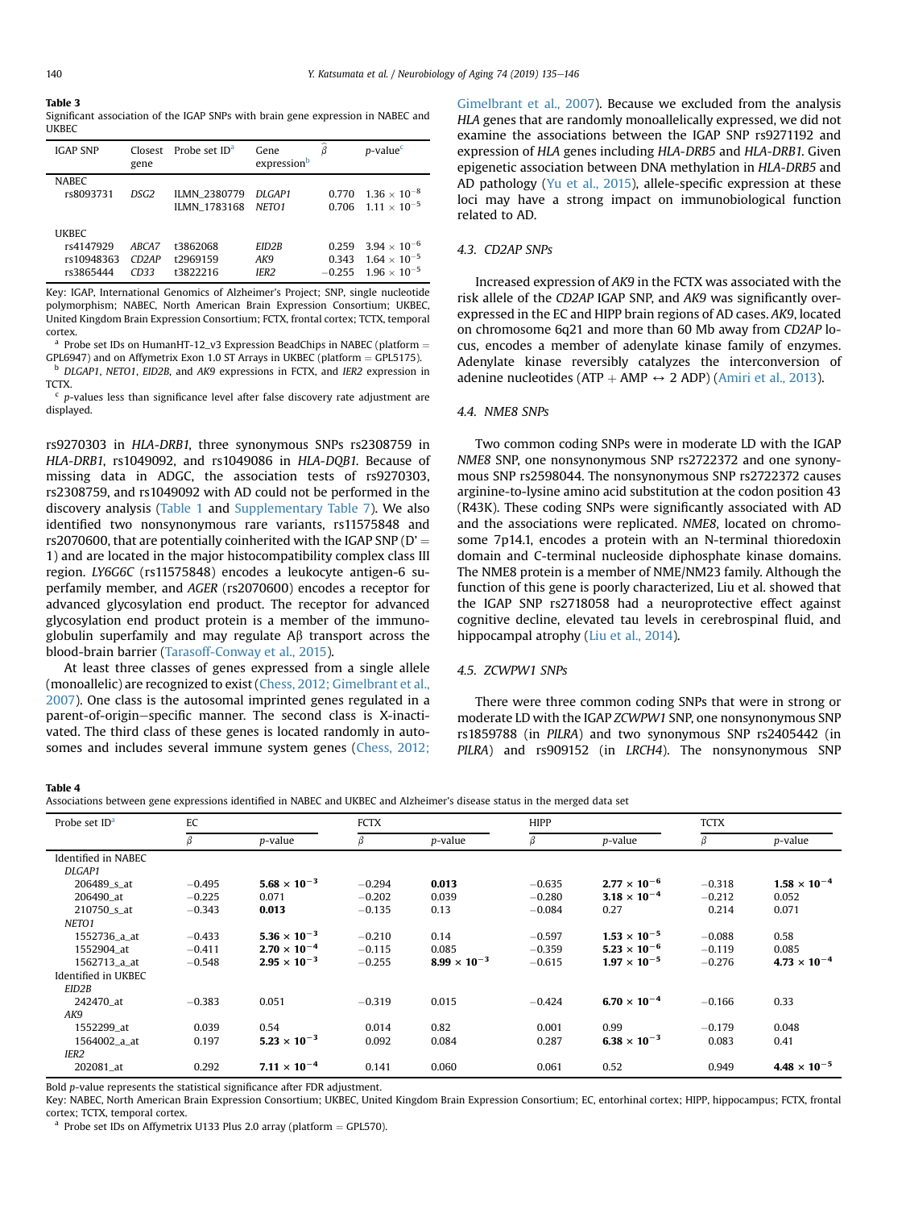**Table 3**
Significant association of the IGAP SNPs with brain gene expression in NABEC and UKBEC

| IGAP SNP | Closest gene | Probe set ID[a] | Gene expression[b] | $\hat{\beta}$ | p-value[c] |
|---|---|---|---|---|---|
| NABEC | | | | | |
| rs8093731 | *DSG2* | ILMN_2380779 | *DLGAP1* | 0.770 | $1.36 \times 10^{-8}$ |
| | | ILMN_1783168 | *NETO1* | 0.706 | $1.11 \times 10^{-5}$ |
| UKBEC | | | | | |
| rs4147929 | *ABCA7* | t3862068 | *EID2B* | 0.259 | $3.94 \times 10^{-6}$ |
| rs10948363 | *CD2AP* | t2969159 | *AK9* | 0.343 | $1.64 \times 10^{-5}$ |
| rs3865444 | *CD33* | t3822216 | *IER2* | −0.255 | $1.96 \times 10^{-5}$ |

Key: IGAP, International Genomics of Alzheimer's Project; SNP, single nucleotide polymorphism; NABEC, North American Brain Expression Consortium; UKBEC, United Kingdom Brain Expression Consortium; FCTX, frontal cortex; TCTX, temporal cortex.

[a] Probe set IDs on HumanHT-12_v3 Expression BeadChips in NABEC (platform = GPL6947) and on Affymetrix Exon 1.0 ST Arrays in UKBEC (platform = GPL5175).

[b] *DLGAP1*, *NETO1*, *EID2B*, and *AK9* expressions in FCTX, and *IER2* expression in TCTX.

[c] p-values less than significance level after false discovery rate adjustment are displayed.

rs9270303 in *HLA-DRB1*, three synonymous SNPs rs2308759 in *HLA-DRB1*, rs1049092, and rs1049086 in *HLA-DQB1*. Because of missing data in ADGC, the association tests of rs9270303, rs2308759, and rs1049092 with AD could not be performed in the discovery analysis (Table 1 and Supplementary Table 7). We also identified two nonsynonymous rare variants, rs11575848 and rs2070600, that are potentially coinherited with the IGAP SNP (D' = 1) and are located in the major histocompatibility complex class III region. *LY6G6C* (rs11575848) encodes a leukocyte antigen-6 superfamily member, and *AGER* (rs2070600) encodes a receptor for advanced glycosylation end product. The receptor for advanced glycosylation end product protein is a member of the immunoglobulin superfamily and may regulate Aβ transport across the blood-brain barrier (Tarasoff-Conway et al., 2015).

At least three classes of genes expressed from a single allele (monoallelic) are recognized to exist (Chess, 2012; Gimelbrant et al., 2007). One class is the autosomal imprinted genes regulated in a parent-of-origin–specific manner. The second class is X-inactivated. The third class of these genes is located randomly in autosomes and includes several immune system genes (Chess, 2012; Gimelbrant et al., 2007). Because we excluded from the analysis *HLA* genes that are randomly monoallelically expressed, we did not examine the associations between the IGAP SNP rs9271192 and expression of *HLA* genes including *HLA-DRB5* and *HLA-DRB1*. Given epigenetic association between DNA methylation in *HLA-DRB5* and AD pathology (Yu et al., 2015), allele-specific expression at these loci may have a strong impact on immunobiological function related to AD.

### 4.3. CD2AP SNPs

Increased expression of *AK9* in the FCTX was associated with the risk allele of the *CD2AP* IGAP SNP, and *AK9* was significantly overexpressed in the EC and HIPP brain regions of AD cases. *AK9*, located on chromosome 6q21 and more than 60 Mb away from *CD2AP* locus, encodes a member of adenylate kinase family of enzymes. Adenylate kinase reversibly catalyzes the interconversion of adenine nucleotides (ATP + AMP ↔ 2 ADP) (Amiri et al., 2013).

### 4.4. NME8 SNPs

Two common coding SNPs were in moderate LD with the IGAP *NME8* SNP, one nonsynonymous SNP rs2722372 and one synonymous SNP rs2598044. The nonsynonymous SNP rs2722372 causes arginine-to-lysine amino acid substitution at the codon position 43 (R43K). These coding SNPs were significantly associated with AD and the associations were replicated. *NME8*, located on chromosome 7p14.1, encodes a protein with an N-terminal thioredoxin domain and C-terminal nucleoside diphosphate kinase domains. The NME8 protein is a member of NME/NM23 family. Although the function of this gene is poorly characterized, Liu et al. showed that the IGAP SNP rs2718058 had a neuroprotective effect against cognitive decline, elevated tau levels in cerebrospinal fluid, and hippocampal atrophy (Liu et al., 2014).

### 4.5. ZCWPW1 SNPs

There were three common coding SNPs that were in strong or moderate LD with the IGAP *ZCWPW1* SNP, one nonsynonymous SNP rs1859788 (in *PILRA*) and two synonymous SNP rs2405442 (in *PILRA*) and rs909152 (in *LRCH4*). The nonsynonymous SNP

**Table 4**
Associations between gene expressions identified in NABEC and UKBEC and Alzheimer's disease status in the merged data set

| Probe set ID[a] | EC | | FCTX | | HIPP | | TCTX | |
|---|---|---|---|---|---|---|---|---|
| | β | p-value | β | p-value | β | p-value | β | p-value |
| Identified in NABEC | | | | | | | | |
| *DLGAP1* | | | | | | | | |
| 206489_s_at | −0.495 | **$5.68 \times 10^{-3}$** | −0.294 | **0.013** | −0.635 | **$2.77 \times 10^{-6}$** | −0.318 | **$1.58 \times 10^{-4}$** |
| 206490_at | −0.225 | 0.071 | −0.202 | 0.039 | −0.280 | **$3.18 \times 10^{-4}$** | −0.212 | 0.052 |
| 210750_s_at | −0.343 | **0.013** | −0.135 | 0.13 | −0.084 | 0.27 | 0.214 | 0.071 |
| *NETO1* | | | | | | | | |
| 1552736_a_at | −0.433 | **$5.36 \times 10^{-3}$** | −0.210 | 0.14 | −0.597 | **$1.53 \times 10^{-5}$** | −0.088 | 0.58 |
| 1552904_at | −0.411 | **$2.70 \times 10^{-4}$** | −0.115 | 0.085 | −0.359 | **$5.23 \times 10^{-6}$** | −0.119 | 0.085 |
| 1562713_a_at | −0.548 | **$2.95 \times 10^{-3}$** | −0.255 | **$8.99 \times 10^{-3}$** | −0.615 | **$1.97 \times 10^{-5}$** | −0.276 | **$4.73 \times 10^{-4}$** |
| Identified in UKBEC | | | | | | | | |
| *EID2B* | | | | | | | | |
| 242470_at | −0.383 | 0.051 | −0.319 | 0.015 | −0.424 | **$6.70 \times 10^{-4}$** | −0.166 | 0.33 |
| *AK9* | | | | | | | | |
| 1552299_at | 0.039 | 0.54 | 0.014 | 0.82 | 0.001 | 0.99 | −0.179 | 0.048 |
| 1564002_a_at | 0.197 | **$5.23 \times 10^{-3}$** | 0.092 | 0.084 | 0.287 | **$6.38 \times 10^{-3}$** | 0.083 | 0.41 |
| *IER2* | | | | | | | | |
| 202081_at | 0.292 | **$7.11 \times 10^{-4}$** | 0.141 | 0.060 | 0.061 | 0.52 | 0.949 | **$4.48 \times 10^{-5}$** |

Bold p-value represents the statistical significance after FDR adjustment.

Key: NABEC, North American Brain Expression Consortium; UKBEC, United Kingdom Brain Expression Consortium; EC, entorhinal cortex; HIPP, hippocampus; FCTX, frontal cortex; TCTX, temporal cortex.

[a] Probe set IDs on Affymetrix U133 Plus 2.0 array (platform = GPL570).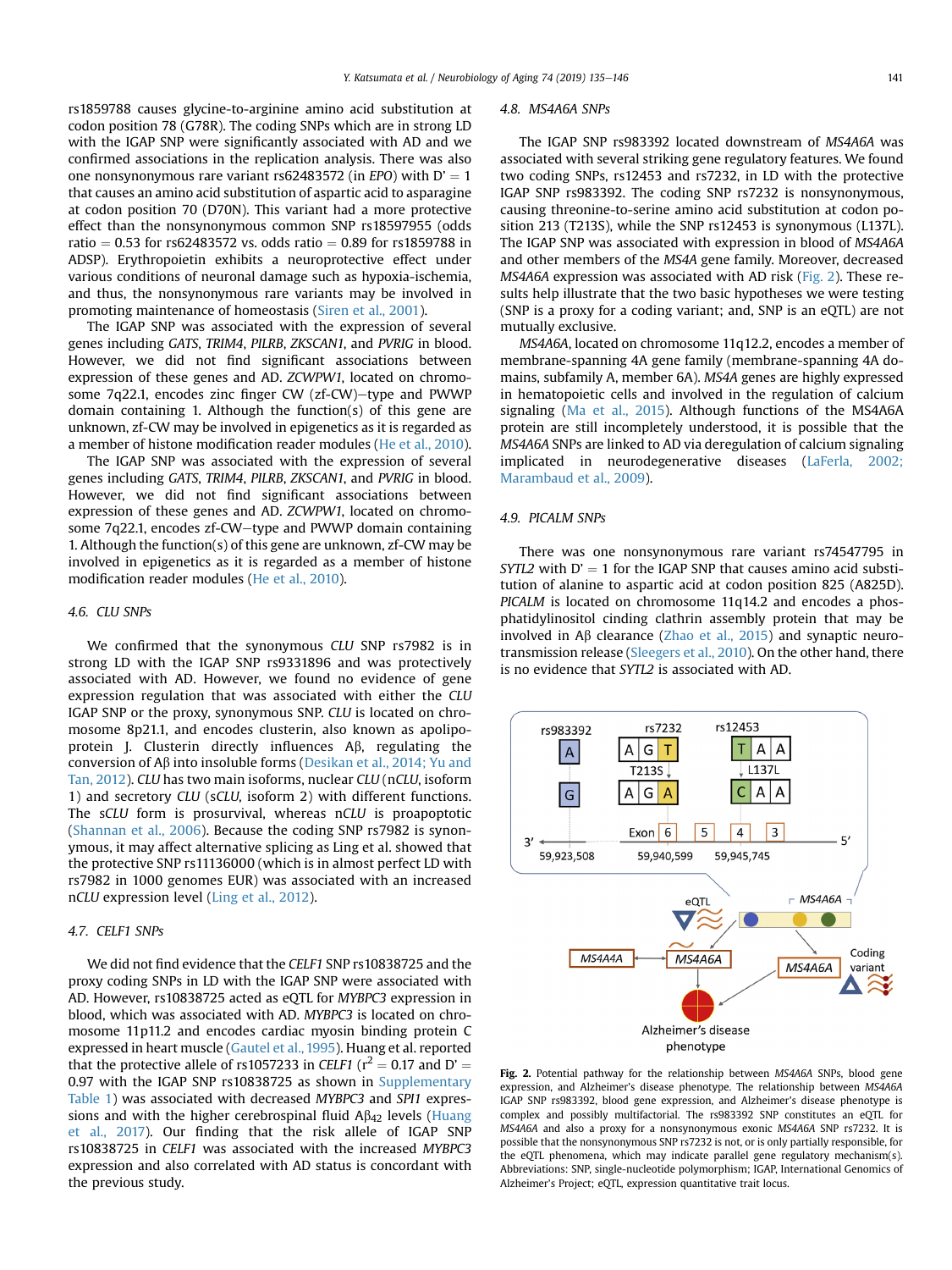rs1859788 causes glycine-to-arginine amino acid substitution at codon position 78 (G78R). The coding SNPs which are in strong LD with the IGAP SNP were significantly associated with AD and we confirmed associations in the replication analysis. There was also one nonsynonymous rare variant rs62483572 (in *EPO*) with D' = 1 that causes an amino acid substitution of aspartic acid to asparagine at codon position 70 (D70N). This variant had a more protective effect than the nonsynonymous common SNP rs18597955 (odds ratio = 0.53 for rs62483572 vs. odds ratio = 0.89 for rs1859788 in ADSP). Erythropoietin exhibits a neuroprotective effect under various conditions of neuronal damage such as hypoxia-ischemia, and thus, the nonsynonymous rare variants may be involved in promoting maintenance of homeostasis (Siren et al., 2001).

The IGAP SNP was associated with the expression of several genes including *GATS*, *TRIM4*, *PILRB*, *ZKSCAN1*, and *PVRIG* in blood. However, we did not find significant associations between expression of these genes and AD. *ZCWPW1*, located on chromosome 7q22.1, encodes zinc finger CW (zf-CW)–type and PWWP domain containing 1. Although the function(s) of this gene are unknown, zf-CW may be involved in epigenetics as it is regarded as a member of histone modification reader modules (He et al., 2010).

The IGAP SNP was associated with the expression of several genes including *GATS*, *TRIM4*, *PILRB*, *ZKSCAN1*, and *PVRIG* in blood. However, we did not find significant associations between expression of these genes and AD. *ZCWPW1*, located on chromosome 7q22.1, encodes zinc finger CW (zf-CW)–type and PWWP domain containing 1. Although the function(s) of this gene are unknown, zf-CW may be involved in epigenetics as it is regarded as a member of histone modification reader modules (He et al., 2010).

### 4.6. CLU SNPs

We confirmed that the synonymous *CLU* SNP rs7982 is in strong LD with the IGAP SNP rs9331896 and was protectively associated with AD. However, we found no evidence of gene expression regulation that was associated with either the *CLU* IGAP SNP or the proxy, synonymous SNP. *CLU* is located on chromosome 8p21.1, and encodes clusterin, also known as apolipoprotein J. Clusterin directly influences Aβ, regulating the conversion of Aβ into insoluble forms (Desikan et al., 2014; Yu and Tan, 2012). *CLU* has two main isoforms, nuclear *CLU* (n*CLU*, isoform 1) and secretory *CLU* (s*CLU*, isoform 2) with different functions. The s*CLU* form is prosurvival, whereas n*CLU* is proapoptotic (Shannan et al., 2006). Because the coding SNP rs7982 is synonymous, it may affect alternative splicing as Ling et al. showed that the protective SNP rs11136000 (which is in almost perfect LD with rs7982 in 1000 genomes EUR) was associated with an increased n*CLU* expression level (Ling et al., 2012).

### 4.7. CELF1 SNPs

We did not find evidence that the *CELF1* SNP rs10838725 and the proxy coding SNPs in LD with the IGAP SNP were associated with AD. However, rs10838725 acted as eQTL for *MYBPC3* expression in blood, which was associated with AD. *MYBPC3* is located on chromosome 11p11.2 and encodes cardiac myosin binding protein C expressed in heart muscle (Gautel et al., 1995). Huang et al. reported that the protective allele of rs1057233 in *CELF1* ($r^2 = 0.17$ and D' = 0.97 with the IGAP SNP rs10838725 as shown in Supplementary Table 1) was associated with decreased *MYBPC3* and *SPI1* expressions and with the higher cerebrospinal fluid $A\beta_{42}$ levels (Huang et al., 2017). Our finding that the risk allele of IGAP SNP rs10838725 in *CELF1* was associated with the increased *MYBPC3* expression and also correlated with AD status is concordant with the previous study.

### 4.8. MS4A6A SNPs

The IGAP SNP rs983392 located downstream of *MS4A6A* was associated with several striking gene regulatory features. We found two coding SNPs, rs12453 and rs7232, in LD with the protective IGAP SNP rs983392. The coding SNP rs7232 is nonsynonymous, causing threonine-to-serine amino acid substitution at codon position 213 (T213S), while the SNP rs12453 is synonymous (L137L). The IGAP SNP was associated with expression in blood of *MS4A6A* and other members of the *MS4A* gene family. Moreover, decreased *MS4A6A* expression was associated with AD risk (Fig. 2). These results help illustrate that the two basic hypotheses we were testing (SNP is a proxy for a coding variant; and, SNP is an eQTL) are not mutually exclusive.

*MS4A6A*, located on chromosome 11q12.2, encodes a member of membrane-spanning 4A gene family (membrane-spanning 4A domains, subfamily A, member 6A). *MS4A* genes are highly expressed in hematopoietic cells and involved in the regulation of calcium signaling (Ma et al., 2015). Although functions of the MS4A6A protein are still incompletely understood, it is possible that the *MS4A6A* SNPs are linked to AD via deregulation of calcium signaling implicated in neurodegenerative diseases (LaFerla, 2002; Marambaud et al., 2009).

### 4.9. PICALM SNPs

There was one nonsynonymous rare variant rs74547795 in *SYTL2* with D' = 1 for the IGAP SNP that causes amino acid substitution of alanine to aspartic acid at codon position 825 (A825D). *PICALM* is located on chromosome 11q14.2 and encodes a phosphatidylinositol cinding clathrin assembly protein that may be involved in Aβ clearance (Zhao et al., 2015) and synaptic neurotransmission release (Sleegers et al., 2010). On the other hand, there is no evidence that *SYTL2* is associated with AD.

**Fig. 2.** Potential pathway for the relationship between *MS4A6A* SNPs, blood gene expression, and Alzheimer's disease phenotype. The relationship between *MS4A6A* IGAP SNP rs983392, blood gene expression, and Alzheimer's disease phenotype is complex and possibly multifactorial. The rs983392 SNP constitutes an eQTL for *MS4A6A* and also a proxy for a nonsynonymous exonic *MS4A6A* SNP rs7232. It is possible that the nonsynonymous SNP rs7232 is not, or is only partially responsible, for the eQTL phenomena, which may indicate parallel gene regulatory mechanism(s). Abbreviations: SNP, single-nucleotide polymorphism; IGAP, International Genomics of Alzheimer's Project; eQTL, expression quantitative trait locus.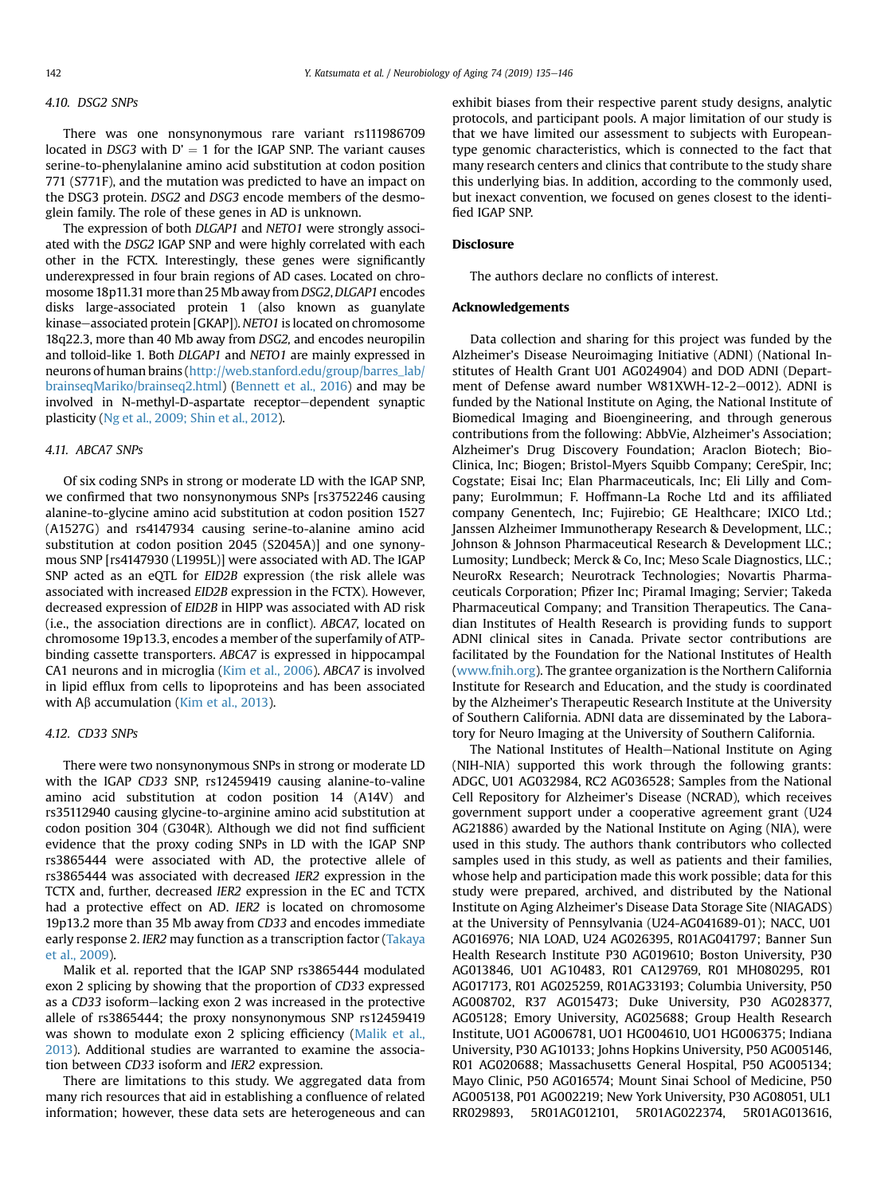### 4.10. DSG2 SNPs

There was one nonsynonymous rare variant rs111986709 located in *DSG3* with D′ = 1 for the IGAP SNP. The variant causes serine-to-phenylalanine amino acid substitution at codon position 771 (S771F), and the mutation was predicted to have an impact on the DSG3 protein. *DSG2* and *DSG3* encode members of the desmoglein family. The role of these genes in AD is unknown.

The expression of both *DLGAP1* and *NETO1* were strongly associated with the *DSG2* IGAP SNP and were highly correlated with each other in the FCTX. Interestingly, these genes were significantly underexpressed in four brain regions of AD cases. Located on chromosome 18p11.31 more than 25 Mb away from *DSG2*, *DLGAP1* encodes disks large-associated protein 1 (also known as guanylate kinase–associated protein [GKAP]). *NETO1* is located on chromosome 18q22.3, more than 40 Mb away from *DSG2*, and encodes neuropilin and tolloid-like 1. Both *DLGAP1* and *NETO1* are mainly expressed in neurons of human brains (http://web.stanford.edu/group/barres_lab/brainseqMariko/brainseq2.html) (Bennett et al., 2016) and may be involved in N-methyl-D-aspartate receptor–dependent synaptic plasticity (Ng et al., 2009; Shin et al., 2012).

### 4.11. ABCA7 SNPs

Of six coding SNPs in strong or moderate LD with the IGAP SNP, we confirmed that two nonsynonymous SNPs [rs3752246 causing alanine-to-glycine amino acid substitution at codon position 1527 (A1527G) and rs4147934 causing serine-to-alanine amino acid substitution at codon position 2045 (S2045A)] and one synonymous SNP [rs4147930 (L1995L)] were associated with AD. The IGAP SNP acted as an eQTL for *EID2B* expression (the risk allele was associated with increased *EID2B* expression in the FCTX). However, decreased expression of *EID2B* in HIPP was associated with AD risk (i.e., the association directions are in conflict). *ABCA7*, located on chromosome 19p13.3, encodes a member of the superfamily of ATP-binding cassette transporters. *ABCA7* is expressed in hippocampal CA1 neurons and in microglia (Kim et al., 2006). *ABCA7* is involved in lipid efflux from cells to lipoproteins and has been associated with Aβ accumulation (Kim et al., 2013).

### 4.12. CD33 SNPs

There were two nonsynonymous SNPs in strong or moderate LD with the IGAP *CD33* SNP, rs12459419 causing alanine-to-valine amino acid substitution at codon position 14 (A14V) and rs35112940 causing glycine-to-arginine amino acid substitution at codon position 304 (G304R). Although we did not find sufficient evidence that the proxy coding SNPs in LD with the IGAP SNP rs3865444 were associated with AD, the protective allele of rs3865444 was associated with decreased *IER2* expression in the TCTX and, further, decreased *IER2* expression in the EC and TCTX had a protective effect on AD. *IER2* is located on chromosome 19p13.2 more than 35 Mb away from *CD33* and encodes immediate early response 2. *IER2* may function as a transcription factor (Takaya et al., 2009).

Malik et al. reported that the IGAP SNP rs3865444 modulated exon 2 splicing by showing that the proportion of *CD33* expressed as a *CD33* isoform–lacking exon 2 was increased in the protective allele of rs3865444; the proxy nonsynonymous SNP rs12459419 was shown to modulate exon 2 splicing efficiency (Malik et al., 2013). Additional studies are warranted to examine the association between *CD33* isoform and *IER2* expression.

There are limitations to this study. We aggregated data from many rich resources that aid in establishing a confluence of related information; however, these data sets are heterogeneous and can exhibit biases from their respective parent study designs, analytic protocols, and participant pools. A major limitation of our study is that we have limited our assessment to subjects with European-type genomic characteristics, which is connected to the fact that many research centers and clinics that contribute to the study share this underlying bias. In addition, according to the commonly used, but inexact convention, we focused on genes closest to the identified IGAP SNP.

## Disclosure

The authors declare no conflicts of interest.

## Acknowledgements

Data collection and sharing for this project was funded by the Alzheimer's Disease Neuroimaging Initiative (ADNI) (National Institutes of Health Grant U01 AG024904) and DOD ADNI (Department of Defense award number W81XWH-12-2–0012). ADNI is funded by the National Institute on Aging, the National Institute of Biomedical Imaging and Bioengineering, and through generous contributions from the following: AbbVie, Alzheimer's Association; Alzheimer's Drug Discovery Foundation; Araclon Biotech; BioClinica, Inc; Biogen; Bristol-Myers Squibb Company; CereSpir, Inc; Cogstate; Eisai Inc; Elan Pharmaceuticals, Inc; Eli Lilly and Company; EuroImmun; F. Hoffmann-La Roche Ltd and its affiliated company Genentech, Inc; Fujirebio; GE Healthcare; IXICO Ltd.; Janssen Alzheimer Immunotherapy Research & Development, LLC.; Johnson & Johnson Pharmaceutical Research & Development LLC.; Lumosity; Lundbeck; Merck & Co, Inc; Meso Scale Diagnostics, LLC.; NeuroRx Research; Neurotrack Technologies; Novartis Pharmaceuticals Corporation; Pfizer Inc; Piramal Imaging; Servier; Takeda Pharmaceutical Company; and Transition Therapeutics. The Canadian Institutes of Health Research is providing funds to support ADNI clinical sites in Canada. Private sector contributions are facilitated by the Foundation for the National Institutes of Health (www.fnih.org). The grantee organization is the Northern California Institute for Research and Education, and the study is coordinated by the Alzheimer's Therapeutic Research Institute at the University of Southern California. ADNI data are disseminated by the Laboratory for Neuro Imaging at the University of Southern California.

The National Institutes of Health–National Institute on Aging (NIH-NIA) supported this work through the following grants: ADGC, U01 AG032984, RC2 AG036528; Samples from the National Cell Repository for Alzheimer's Disease (NCRAD), which receives government support under a cooperative agreement grant (U24 AG21886) awarded by the National Institute on Aging (NIA), were used in this study. The authors thank contributors who collected samples used in this study, as well as patients and their families, whose help and participation made this work possible; data for this study were prepared, archived, and distributed by the National Institute on Aging Alzheimer's Disease Data Storage Site (NIAGADS) at the University of Pennsylvania (U24-AG041689-01); NACC, U01 AG016976; NIA LOAD, U24 AG026395, R01AG041797; Banner Sun Health Research Institute P30 AG019610; Boston University, P30 AG013846, U01 AG10483, R01 CA129769, R01 MH080295, R01 AG017173, R01 AG025259, R01AG33193; Columbia University, P50 AG008702, R37 AG015473; Duke University, P30 AG028377, AG05128; Emory University, AG025688; Group Health Research Institute, UO1 AG006781, UO1 HG004610, UO1 HG006375; Indiana University, P30 AG10133; Johns Hopkins University, P50 AG005146, R01 AG020688; Massachusetts General Hospital, P50 AG005134; Mayo Clinic, P50 AG016574; Mount Sinai School of Medicine, P50 AG005138, P01 AG002219; New York University, P30 AG08051, UL1 RR029893, 5R01AG012101, 5R01AG022374, 5R01AG013616,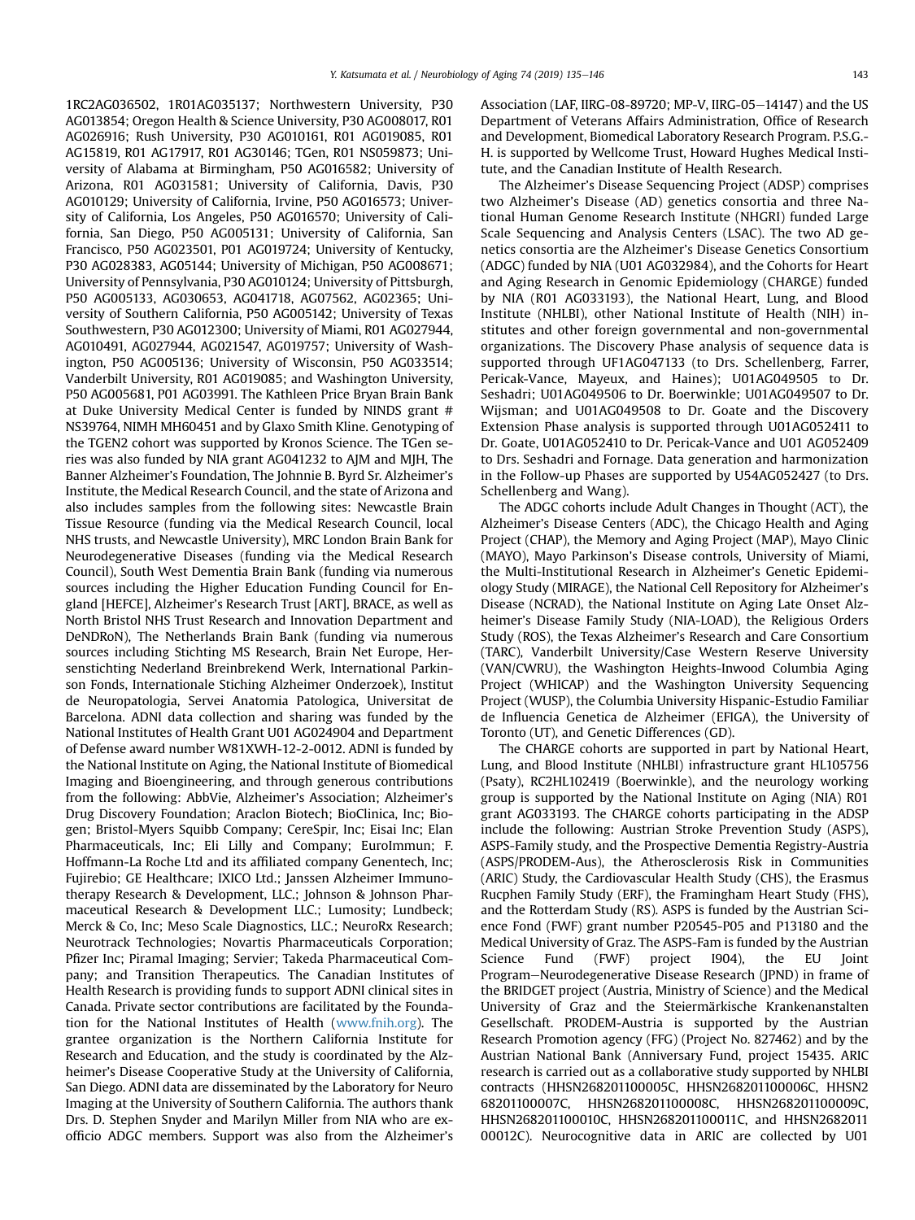1RC2AG036502, 1R01AG035137; Northwestern University, P30 AG013854; Oregon Health & Science University, P30 AG008017, R01 AG026916; Rush University, P30 AG010161, R01 AG019085, R01 AG15819, R01 AG17917, R01 AG30146; TGen, R01 NS059873; University of Alabama at Birmingham, P50 AG016582; University of Arizona, R01 AG031581; University of California, Davis, P30 AG010129; University of California, Irvine, P50 AG016573; University of California, Los Angeles, P50 AG016570; University of California, San Diego, P50 AG005131; University of California, San Francisco, P50 AG023501, P01 AG019724; University of Kentucky, P30 AG028383, AG05144; University of Michigan, P50 AG008671; University of Pennsylvania, P30 AG010124; University of Pittsburgh, P50 AG005133, AG030653, AG041718, AG07562, AG02365; University of Southern California, P50 AG005142; University of Texas Southwestern, P30 AG012300; University of Miami, R01 AG027944, AG010491, AG027944, AG021547, AG019757; University of Washington, P50 AG005136; University of Wisconsin, P50 AG033514; Vanderbilt University, R01 AG019085; and Washington University, P50 AG005681, P01 AG03991. The Kathleen Price Bryan Brain Bank at Duke University Medical Center is funded by NINDS grant # NS39764, NIMH MH60451 and by Glaxo Smith Kline. Genotyping of the TGEN2 cohort was supported by Kronos Science. The TGen series was also funded by NIA grant AG041232 to AJM and MJH, The Banner Alzheimer's Foundation, The Johnnie B. Byrd Sr. Alzheimer's Institute, the Medical Research Council, and the state of Arizona and also includes samples from the following sites: Newcastle Brain Tissue Resource (funding via the Medical Research Council, local NHS trusts, and Newcastle University), MRC London Brain Bank for Neurodegenerative Diseases (funding via the Medical Research Council), South West Dementia Brain Bank (funding via numerous sources including the Higher Education Funding Council for England [HEFCE], Alzheimer's Research Trust [ART], BRACE, as well as North Bristol NHS Trust Research and Innovation Department and DeNDRoN), The Netherlands Brain Bank (funding via numerous sources including Stichting MS Research, Brain Net Europe, Hersenstichting Nederland Breinbrekend Werk, International Parkinson Fonds, Internationale Stiching Alzheimer Onderzoek), Institut de Neuropatologia, Servei Anatomia Patologica, Universitat de Barcelona. ADNI data collection and sharing was funded by the National Institutes of Health Grant U01 AG024904 and Department of Defense award number W81XWH-12-2-0012. ADNI is funded by the National Institute on Aging, the National Institute of Biomedical Imaging and Bioengineering, and through generous contributions from the following: AbbVie, Alzheimer's Association; Alzheimer's Drug Discovery Foundation; Araclon Biotech; BioClinica, Inc; Biogen; Bristol-Myers Squibb Company; CereSpir, Inc; Eisai Inc; Elan Pharmaceuticals, Inc; Eli Lilly and Company; EuroImmun; F. Hoffmann-La Roche Ltd and its affiliated company Genentech, Inc; Fujirebio; GE Healthcare; IXICO Ltd.; Janssen Alzheimer Immunotherapy Research & Development, LLC.; Johnson & Johnson Pharmaceutical Research & Development LLC.; Lumosity; Lundbeck; Merck & Co, Inc; Meso Scale Diagnostics, LLC.; NeuroRx Research; Neurotrack Technologies; Novartis Pharmaceuticals Corporation; Pfizer Inc; Piramal Imaging; Servier; Takeda Pharmaceutical Company; and Transition Therapeutics. The Canadian Institutes of Health Research is providing funds to support ADNI clinical sites in Canada. Private sector contributions are facilitated by the Foundation for the National Institutes of Health (www.fnih.org). The grantee organization is the Northern California Institute for Research and Education, and the study is coordinated by the Alzheimer's Disease Cooperative Study at the University of California, San Diego. ADNI data are disseminated by the Laboratory for Neuro Imaging at the University of Southern California. The authors thank Drs. D. Stephen Snyder and Marilyn Miller from NIA who are ex-officio ADGC members. Support was also from the Alzheimer's Association (LAF, IIRG-08-89720; MP-V, IIRG-05–14147) and the US Department of Veterans Affairs Administration, Office of Research and Development, Biomedical Laboratory Research Program. P.S.G.-H. is supported by Wellcome Trust, Howard Hughes Medical Institute, and the Canadian Institute of Health Research.

The Alzheimer's Disease Sequencing Project (ADSP) comprises two Alzheimer's Disease (AD) genetics consortia and three National Human Genome Research Institute (NHGRI) funded Large Scale Sequencing and Analysis Centers (LSAC). The two AD genetics consortia are the Alzheimer's Disease Genetics Consortium (ADGC) funded by NIA (U01 AG032984), and the Cohorts for Heart and Aging Research in Genomic Epidemiology (CHARGE) funded by NIA (R01 AG033193), the National Heart, Lung, and Blood Institute (NHLBI), other National Institute of Health (NIH) institutes and other foreign governmental and non-governmental organizations. The Discovery Phase analysis of sequence data is supported through UF1AG047133 (to Drs. Schellenberg, Farrer, Pericak-Vance, Mayeux, and Haines); U01AG049505 to Dr. Seshadri; U01AG049506 to Dr. Boerwinkle; U01AG049507 to Dr. Wijsman; and U01AG049508 to Dr. Goate and the Discovery Extension Phase analysis is supported through U01AG052411 to Dr. Goate, U01AG052410 to Dr. Pericak-Vance and U01 AG052409 to Drs. Seshadri and Fornage. Data generation and harmonization in the Follow-up Phases are supported by U54AG052427 (to Drs. Schellenberg and Wang).

The ADGC cohorts include Adult Changes in Thought (ACT), the Alzheimer's Disease Centers (ADC), the Chicago Health and Aging Project (CHAP), the Memory and Aging Project (MAP), Mayo Clinic (MAYO), Mayo Parkinson's Disease controls, University of Miami, the Multi-Institutional Research in Alzheimer's Genetic Epidemiology Study (MIRAGE), the National Cell Repository for Alzheimer's Disease (NCRAD), the National Institute on Aging Late Onset Alzheimer's Disease Family Study (NIA-LOAD), the Religious Orders Study (ROS), the Texas Alzheimer's Research and Care Consortium (TARC), Vanderbilt University/Case Western Reserve University (VAN/CWRU), the Washington Heights-Inwood Columbia Aging Project (WHICAP) and the Washington University Sequencing Project (WUSP), the Columbia University Hispanic-Estudio Familiar de Influencia Genetica de Alzheimer (EFIGA), the University of Toronto (UT), and Genetic Differences (GD).

The CHARGE cohorts are supported in part by National Heart, Lung, and Blood Institute (NHLBI) infrastructure grant HL105756 (Psaty), RC2HL102419 (Boerwinkle), and the neurology working group is supported by the National Institute on Aging (NIA) R01 grant AG033193. The CHARGE cohorts participating in the ADSP include the following: Austrian Stroke Prevention Study (ASPS), ASPS-Family study, and the Prospective Dementia Registry-Austria (ASPS/PRODEM-Aus), the Atherosclerosis Risk in Communities (ARIC) Study, the Cardiovascular Health Study (CHS), the Erasmus Rucphen Family Study (ERF), the Framingham Heart Study (FHS), and the Rotterdam Study (RS). ASPS is funded by the Austrian Science Fond (FWF) grant number P20545-P05 and P13180 and the Medical University of Graz. The ASPS-Fam is funded by the Austrian Science Fund (FWF) project I904), the EU Joint Program–Neurodegenerative Disease Research (JPND) in frame of the BRIDGET project (Austria, Ministry of Science) and the Medical University of Graz and the Steiermärkische Krankenanstalten Gesellschaft. PRODEM-Austria is supported by the Austrian Research Promotion agency (FFG) (Project No. 827462) and by the Austrian National Bank (Anniversary Fund, project 15435. ARIC research is carried out as a collaborative study supported by NHLBI contracts (HHSN268201100005C, HHSN268201100006C, HHSN268201100007C, HHSN268201100008C, HHSN268201100009C, HHSN268201100010C, HHSN268201100011C, and HHSN268201100012C). Neurocognitive data in ARIC are collected by U01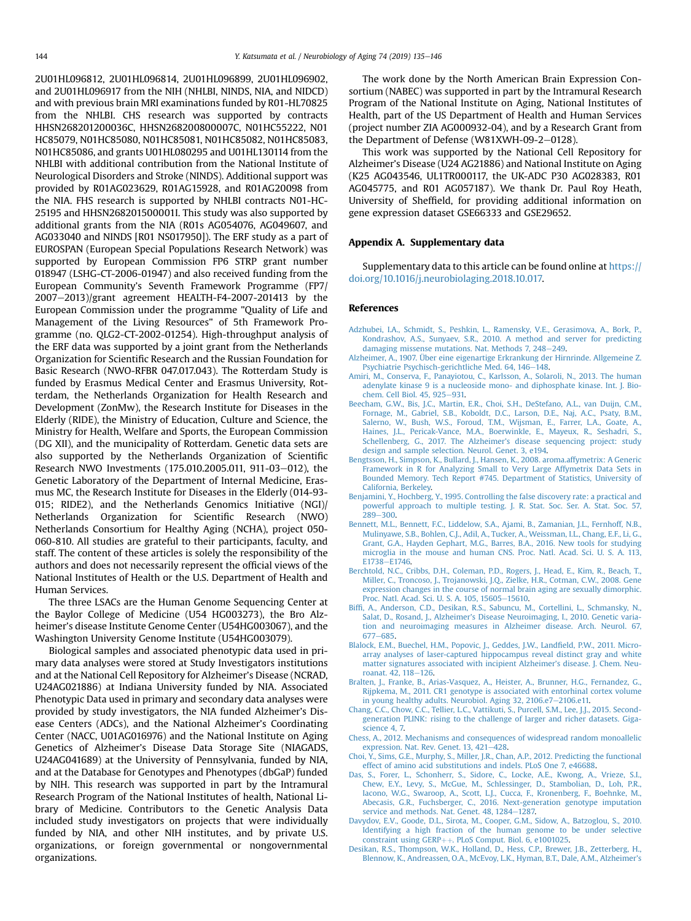2U01HL096812, 2U01HL096814, 2U01HL096899, 2U01HL096902, and 2U01HL096917 from the NIH (NHLBI, NINDS, NIA, and NIDCD) and with previous brain MRI examinations funded by R01-HL70825 from the NHLBI. CHS research was supported by contracts HHSN268201200036C, HHSN268200800007C, N01HC55222, N01 HC85079, N01HC85080, N01HC85081, N01HC85082, N01HC85083, N01HC85086, and grants U01HL080295 and U01HL130114 from the NHLBI with additional contribution from the National Institute of Neurological Disorders and Stroke (NINDS). Additional support was provided by R01AG023629, R01AG15928, and R01AG20098 from the NIA. FHS research is supported by NHLBI contracts N01-HC-25195 and HHSN268201500001I. This study was also supported by additional grants from the NIA (R01s AG054076, AG049607, and AG033040 and NINDS [R01 NS017950]). The ERF study as a part of EUROSPAN (European Special Populations Research Network) was supported by European Commission FP6 STRP grant number 018947 (LSHG-CT-2006-01947) and also received funding from the European Community's Seventh Framework Programme (FP7/2007–2013)/grant agreement HEALTH-F4-2007-201413 by the European Commission under the programme "Quality of Life and Management of the Living Resources" of 5th Framework Programme (no. QLG2-CT-2002-01254). High-throughput analysis of the ERF data was supported by a joint grant from the Netherlands Organization for Scientific Research and the Russian Foundation for Basic Research (NWO-RFBR 047.017.043). The Rotterdam Study is funded by Erasmus Medical Center and Erasmus University, Rotterdam, the Netherlands Organization for Health Research and Development (ZonMw), the Research Institute for Diseases in the Elderly (RIDE), the Ministry of Education, Culture and Science, the Ministry for Health, Welfare and Sports, the European Commission (DG XII), and the municipality of Rotterdam. Genetic data sets are also supported by the Netherlands Organization of Scientific Research NWO Investments (175.010.2005.011, 911-03–012), the Genetic Laboratory of the Department of Internal Medicine, Erasmus MC, the Research Institute for Diseases in the Elderly (014-93-015; RIDE2), and the Netherlands Genomics Initiative (NGI)/Netherlands Organization for Scientific Research (NWO) Netherlands Consortium for Healthy Aging (NCHA), project 050-060-810. All studies are grateful to their participants, faculty, and staff. The content of these articles is solely the responsibility of the authors and does not necessarily represent the official views of the National Institutes of Health or the U.S. Department of Health and Human Services.

The three LSACs are the Human Genome Sequencing Center at the Baylor College of Medicine (U54 HG003273), the Bro Alzheimer's disease Institute Genome Center (U54HG003067), and the Washington University Genome Institute (U54HG003079).

Biological samples and associated phenotypic data used in primary data analyses were stored at Study Investigators institutions and at the National Cell Repository for Alzheimer's Disease (NCRAD, U24AG021886) at Indiana University funded by NIA. Associated Phenotypic Data used in primary and secondary data analyses were provided by study investigators, the NIA funded Alzheimer's Disease Centers (ADCs), and the National Alzheimer's Coordinating Center (NACC, U01AG016976) and the National Institute on Aging Genetics of Alzheimer's Disease Data Storage Site (NIAGADS, U24AG041689) at the University of Pennsylvania, funded by NIA, and at the Database for Genotypes and Phenotypes (dbGaP) funded by NIH. This research was supported in part by the Intramural Research Program of the National Institutes of health, National Library of Medicine. Contributors to the Genetic Analysis Data included study investigators on projects that were individually funded by NIA, and other NIH institutes, and by private U.S. organizations, or foreign governmental or nongovernmental organizations.

The work done by the North American Brain Expression Consortium (NABEC) was supported in part by the Intramural Research Program of the National Institute on Aging, National Institutes of Health, part of the US Department of Health and Human Services (project number ZIA AG000932-04), and by a Research Grant from the Department of Defense (W81XWH-09-2–0128).

This work was supported by the National Cell Repository for Alzheimer's Disease (U24 AG21886) and National Institute on Aging (K25 AG043546, UL1TR000117, the UK-ADC P30 AG028383, R01 AG045775, and R01 AG057187). We thank Dr. Paul Roy Heath, University of Sheffield, for providing additional information on gene expression dataset GSE66333 and GSE29652.

## Appendix A. Supplementary data

Supplementary data to this article can be found online at https://doi.org/10.1016/j.neurobiolaging.2018.10.017.

## References

Adzhubei, I.A., Schmidt, S., Peshkin, L., Ramensky, V.E., Gerasimova, A., Bork, P., Kondrashov, A.S., Sunyaev, S.R., 2010. A method and server for predicting damaging missense mutations. Nat. Methods 7, 248–249.

Alzheimer, A., 1907. Über eine eigenartige Erkrankung der Hirnrinde. Allgemeine Z. Psychiatrie Psychisch-gerichtliche Med. 64, 146–148.

Amiri, M., Conserva, F., Panayiotou, C., Karlsson, A., Solaroli, N., 2013. The human adenylate kinase 9 is a nucleoside mono- and diphosphate kinase. Int. J. Biochem. Cell Biol. 45, 925–931.

Beecham, G.W., Bis, J.C., Martin, E.R., Choi, S.H., DeStefano, A.L., van Duijn, C.M., Fornage, M., Gabriel, S.B., Koboldt, D.C., Larson, D.E., Naj, A.C., Psaty, B.M., Salerno, W., Bush, W.S., Foroud, T.M., Wijsman, E., Farrer, L.A., Goate, A., Haines, J.L., Pericak-Vance, M.A., Boerwinkle, E., Mayeux, R., Seshadri, S., Schellenberg, G., 2017. The Alzheimer's disease sequencing project: study design and sample selection. Neurol. Genet. 3, e194.

Bengtsson, H., Simpson, K., Bullard, J., Hansen, K., 2008. aroma.affymetrix: A Generic Framework in R for Analyzing Small to Very Large Affymetrix Data Sets in Bounded Memory. Tech Report #745. Department of Statistics, University of California, Berkeley.

Benjamini, Y., Hochberg, Y., 1995. Controlling the false discovery rate: a practical and powerful approach to multiple testing. J. R. Stat. Soc. Ser. A. Stat. Soc. 57, 289–300.

Bennett, M.L., Bennett, F.C., Liddelow, S.A., Ajami, B., Zamanian, J.L., Fernhoff, N.B., Mulinyawe, S.B., Bohlen, C.J., Adil, A., Tucker, A., Weissman, I.L., Chang, E.F., Li, G., Grant, G.A., Hayden Gephart, M.G., Barres, B.A., 2016. New tools for studying microglia in the mouse and human CNS. Proc. Natl. Acad. Sci. U. S. A. 113, E1738–E1746.

Berchtold, N.C., Cribbs, D.H., Coleman, P.D., Rogers, J., Head, E., Kim, R., Beach, T., Miller, C., Troncoso, J., Trojanowski, J.Q., Zielke, H.R., Cotman, C.W., 2008. Gene expression changes in the course of normal brain aging are sexually dimorphic. Proc. Natl. Acad. Sci. U. S. A. 105, 15605–15610.

Biffi, A., Anderson, C.D., Desikan, R.S., Sabuncu, M., Cortellini, L., Schmansky, N., Salat, D., Rosand, J., Alzheimer's Disease Neuroimaging, I., 2010. Genetic variation and neuroimaging measures in Alzheimer disease. Arch. Neurol. 67, 677–685.

Blalock, E.M., Buechel, H.M., Popovic, J., Geddes, J.W., Landfield, P.W., 2011. Microarray analyses of laser-captured hippocampus reveal distinct gray and white matter signatures associated with incipient Alzheimer's disease. J. Chem. Neuroanat. 42, 118–126.

Bralten, J., Franke, B., Arias-Vasquez, A., Heister, A., Brunner, H.G., Fernandez, G., Rijpkema, M., 2011. CR1 genotype is associated with entorhinal cortex volume in young healthy adults. Neurobiol. Aging 32, 2106.e7–2106.e11.

Chang, C.C., Chow, C.C., Tellier, L.C., Vattikuti, S., Purcell, S.M., Lee, J.J., 2015. Second-generation PLINK: rising to the challenge of larger and richer datasets. Gigascience 4, 7.

Chess, A., 2012. Mechanisms and consequences of widespread random monoallelic expression. Nat. Rev. Genet. 13, 421–428.

Choi, Y., Sims, G.E., Murphy, S., Miller, J.R., Chan, A.P., 2012. Predicting the functional effect of amino acid substitutions and indels. PLoS One 7, e46688.

Das, S., Forer, L., Schonherr, S., Sidore, C., Locke, A.E., Kwong, A., Vrieze, S.I., Chew, E.Y., Levy, S., McGue, M., Schlessinger, D., Stambolian, D., Loh, P.R., Iacono, W.G., Swaroop, A., Scott, L.J., Cucca, F., Kronenberg, F., Boehnke, M., Abecasis, G.R., Fuchsberger, C., 2016. Next-generation genotype imputation service and methods. Nat. Genet. 48, 1284–1287.

Davydov, E.V., Goode, D.L., Sirota, M., Cooper, G.M., Sidow, A., Batzoglou, S., 2010. Identifying a high fraction of the human genome to be under selective constraint using GERP++. PLoS Comput. Biol. 6, e1001025.

Desikan, R.S., Thompson, W.K., Holland, D., Hess, C.P., Brewer, J.B., Zetterberg, H., Blennow, K., Andreassen, O.A., McEvoy, L.K., Hyman, B.T., Dale, A.M., Alzheimer's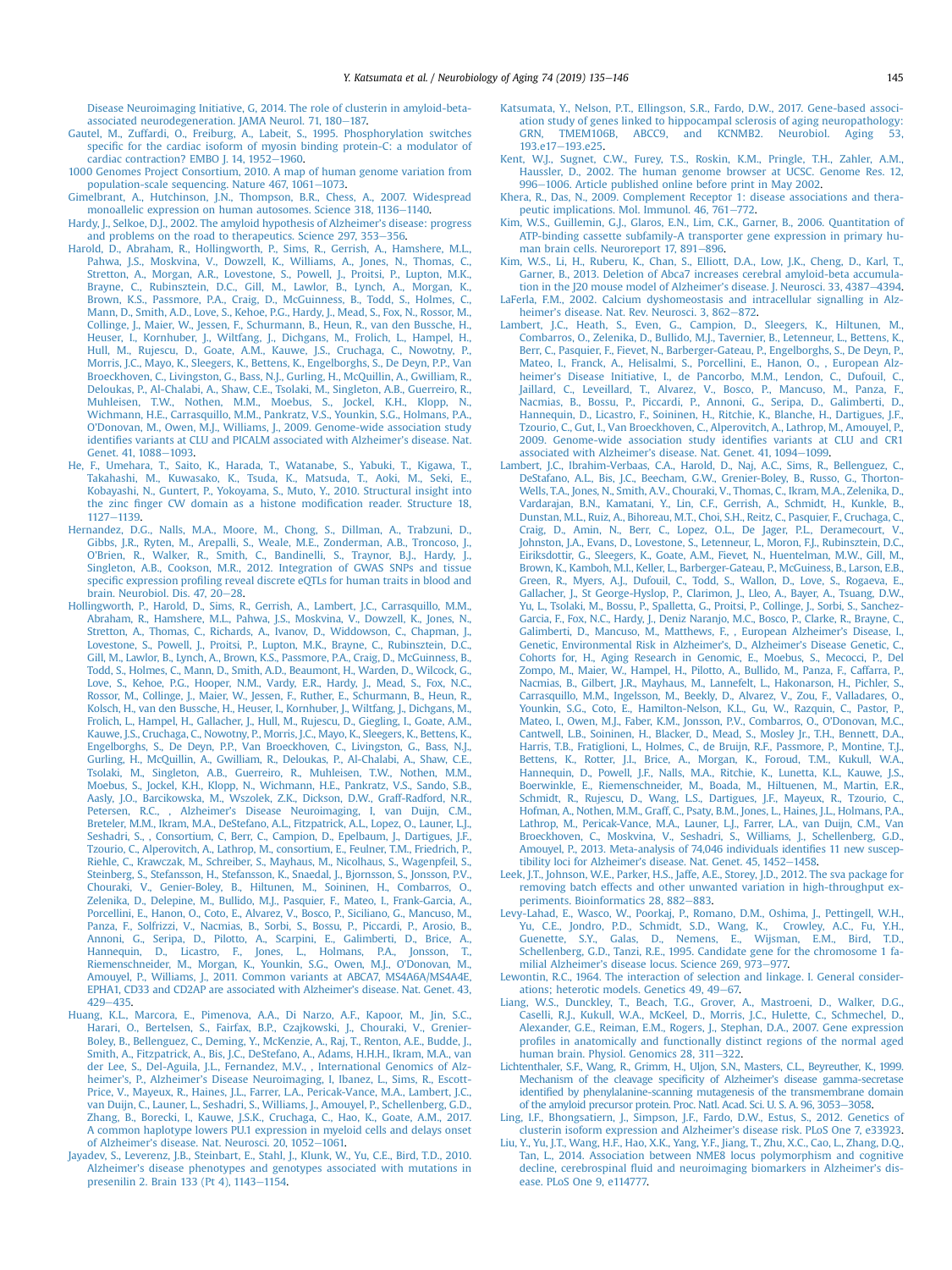Disease Neuroimaging Initiative, G, 2014. The role of clusterin in amyloid-beta-associated neurodegeneration. JAMA Neurol. 71, 180–187.

Gautel, M., Zuffardi, O., Freiburg, A., Labeit, S., 1995. Phosphorylation switches specific for the cardiac isoform of myosin binding protein-C: a modulator of cardiac contraction? EMBO J. 14, 1952–1960.

1000 Genomes Project Consortium, 2010. A map of human genome variation from population-scale sequencing. Nature 467, 1061–1073.

Gimelbrant, A., Hutchinson, J.N., Thompson, B.R., Chess, A., 2007. Widespread monoallelic expression on human autosomes. Science 318, 1136–1140.

Hardy, J., Selkoe, D.J., 2002. The amyloid hypothesis of Alzheimer's disease: progress and problems on the road to therapeutics. Science 297, 353–356.

Harold, D., Abraham, R., Hollingworth, P., Sims, R., Gerrish, A., Hamshere, M.L., Pahwa, J.S., Moskvina, V., Dowzell, K., Williams, A., Jones, N., Thomas, C., Stretton, A., Morgan, A.R., Lovestone, S., Powell, J., Proitsi, P., Lupton, M.K., Brayne, C., Rubinsztein, D.C., Gill, M., Lawlor, B., Lynch, A., Morgan, K., Brown, K.S., Passmore, P.A., Craig, D., McGuinness, B., Todd, S., Holmes, C., Mann, D., Smith, A.D., Love, S., Kehoe, P.G., Hardy, J., Mead, S., Fox, N., Rossor, M., Collinge, J., Maier, W., Jessen, F., Schurmann, B., Heun, R., van den Bussche, H., Heuser, I., Kornhuber, J., Wiltfang, J., Dichgans, M., Frolich, L., Hampel, H., Hull, M., Rujescu, D., Goate, A.M., Kauwe, J.S., Cruchaga, C., Nowotny, P., Morris, J.C., Mayo, K., Sleegers, K., Bettens, K., Engelborghs, S., De Deyn, P.P., Van Broeckhoven, C., Livingston, G., Bass, N.J., Gurling, H., McQuillin, A., Gwilliam, R., Deloukas, P., Al-Chalabi, A., Shaw, C.E., Tsolaki, M., Singleton, A.B., Guerreiro, R., Muhleisen, T.W., Nothen, M.M., Moebus, S., Jockel, K.H., Klopp, N., Wichmann, H.E., Carrasquillo, M.M., Pankratz, V.S., Younkin, S.G., Holmans, P.A., O'Donovan, M., Owen, M.J., Williams, J., 2009. Genome-wide association study identifies variants at CLU and PICALM associated with Alzheimer's disease. Nat. Genet. 41, 1088–1093.

He, F., Umehara, T., Saito, K., Harada, T., Watanabe, S., Yabuki, T., Kigawa, T., Takahashi, M., Kuwasako, K., Tsuda, K., Matsuda, T., Aoki, M., Seki, E., Kobayashi, N., Guntert, P., Yokoyama, S., Muto, Y., 2010. Structural insight into the zinc finger CW domain as a histone modification reader. Structure 18, 1127–1139.

Hernandez, D.G., Nalls, M.A., Moore, M., Chong, S., Dillman, A., Trabzuni, D., Gibbs, J.R., Ryten, M., Arepalli, S., Weale, M.E., Zonderman, A.B., Troncoso, J., O'Brien, R., Walker, R., Smith, C., Bandinelli, S., Traynor, B.J., Hardy, J., Singleton, A.B., Cookson, M.R., 2012. Integration of GWAS SNPs and tissue specific expression profiling reveal discrete eQTLs for human traits in blood and brain. Neurobiol. Dis. 47, 20–28.

Hollingworth, P., Harold, D., Sims, R., Gerrish, A., Lambert, J.C., Carrasquillo, M.M., Abraham, R., Hamshere, M.L., Pahwa, J.S., Moskvina, V., Dowzell, K., Jones, N., Stretton, A., Thomas, C., Richards, A., Ivanov, D., Widdowson, C., Chapman, J., Lovestone, S., Powell, J., Proitsi, P., Lupton, M.K., Brayne, C., Rubinsztein, D.C., Gill, M., Lawlor, B., Lynch, A., Brown, K.S., Passmore, P.A., Craig, D., McGuinness, B., Todd, S., Holmes, C., Mann, D., Smith, A.D., Beaumont, H., Warden, D., Wilcock, G., Love, S., Kehoe, P.G., Hooper, N.M., Vardy, E.R., Hardy, J., Mead, S., Fox, N.C., Rossor, M., Collinge, J., Maier, W., Jessen, F., Ruther, E., Schurmann, B., Heun, R., Kolsch, H., van den Bussche, H., Heuser, I., Kornhuber, J., Wiltfang, J., Dichgans, M., Frolich, L., Hampel, H., Gallacher, J., Hull, M., Rujescu, D., Giegling, I., Goate, A.M., Kauwe, J.S., Cruchaga, C., Nowotny, P., Morris, J.C., Mayo, K., Sleegers, K., Bettens, K., Engelborghs, S., De Deyn, P.P., Van Broeckhoven, C., Livingston, G., Bass, N.J., Gurling, H., McQuillin, A., Gwilliam, R., Deloukas, P., Al-Chalabi, A., Shaw, C.E., Tsolaki, M., Singleton, A.B., Guerreiro, R., Muhleisen, T.W., Nothen, M.M., Moebus, S., Jockel, K.H., Klopp, N., Wichmann, H.E., Pankratz, V.S., Sando, S.B., Aasly, J.O., Barcikowska, M., Wszolek, Z.K., Dickson, D.W., Graff-Radford, N.R., Petersen, R.C., , Alzheimer's Disease Neuroimaging, I, van Duijn, C.M., Breteler, M.M., Ikram, M.A., DeStefano, A.L., Fitzpatrick, A.L., Lopez, O., Launer, L.J., Seshadri, S., , Consortium, C, Berr, C., Campion, D., Epelbaum, J., Dartigues, J.F., Tzourio, C., Alperovitch, A., Lathrop, M., consortium, E., Feulner, T.M., Friedrich, P., Riehle, C., Krawczak, M., Schreiber, S., Mayhaus, M., Nicolhaus, S., Wagenpfeil, S., Steinberg, S., Stefansson, H., Stefansson, K., Snaedal, J., Bjornsson, S., Jonsson, P.V., Chouraki, V., Genier-Boley, B., Hiltunen, M., Soininen, H., Combarros, O., Zelenika, D., Delepine, M., Bullido, M.J., Pasquier, F., Mateo, I., Frank-Garcia, A., Porcellini, E., Hanon, O., Coto, E., Alvarez, V., Bosco, P., Siciliano, G., Mancuso, M., Panza, F., Solfrizzi, V., Nacmias, B., Sorbi, S., Bossu, P., Piccardi, P., Arosio, B., Annoni, G., Seripa, D., Pilotto, A., Scarpini, E., Galimberti, D., Brice, A., Hannequin, D., Licastro, F., Jones, L., Holmans, P.A., Jonsson, T., Riemenschneider, M., Morgan, K., Younkin, S.G., Owen, M.J., O'Donovan, M., Amouyel, P., Williams, J., 2011. Common variants at ABCA7, MS4A6A/MS4A4E, EPHA1, CD33 and CD2AP are associated with Alzheimer's disease. Nat. Genet. 43, 429–435.

Huang, K.L., Marcora, E., Pimenova, A.A., Di Narzo, A.F., Kapoor, M., Jin, S.C., Harari, O., Bertelsen, S., Fairfax, B.P., Czajkowski, J., Chouraki, V., Grenier-Boley, B., Bellenguez, C., Deming, Y., McKenzie, A., Raj, T., Renton, A.E., Budde, J., Smith, A., Fitzpatrick, A., Bis, J.C., DeStefano, A., Adams, H.H.H., Ikram, M.A., van der Lee, S., Del-Aguila, J.L., Fernandez, M.V., , International Genomics of Alzheimer's, P., Alzheimer's Disease Neuroimaging, I, Ibanez, L., Sims, R., Escott-Price, V., Mayeux, R., Haines, J.L., Farrer, L.A., Pericak-Vance, M.A., Lambert, J.C., van Duijn, C., Launer, L., Seshadri, S., Williams, J., Amouyel, P., Schellenberg, G.D., Zhang, B., Borecki, I., Kauwe, J.S.K., Cruchaga, C., Hao, K., Goate, A.M., 2017. A common haplotype lowers PU.1 expression in myeloid cells and delays onset of Alzheimer's disease. Nat. Neurosci. 20, 1052–1061.

Jayadev, S., Leverenz, J.B., Steinbart, E., Stahl, J., Klunk, W., Yu, C.E., Bird, T.D., 2010. Alzheimer's disease phenotypes and genotypes associated with mutations in presenilin 2. Brain 133 (Pt 4), 1143–1154.

Katsumata, Y., Nelson, P.T., Ellingson, S.R., Fardo, D.W., 2017. Gene-based association study of genes linked to hippocampal sclerosis of aging neuropathology: GRN, TMEM106B, ABCC9, and KCNMB2. Neurobiol. Aging 53, 193.e17–193.e25.

Kent, W.J., Sugnet, C.W., Furey, T.S., Roskin, K.M., Pringle, T.H., Zahler, A.M., Haussler, D., 2002. The human genome browser at UCSC. Genome Res. 12, 996–1006. Article published online before print in May 2002.

Khera, R., Das, N., 2009. Complement Receptor 1: disease associations and therapeutic implications. Mol. Immunol. 46, 761–772.

Kim, W.S., Guillemin, G.J., Glaros, E.N., Lim, C.K., Garner, B., 2006. Quantitation of ATP-binding cassette subfamily-A transporter gene expression in primary human brain cells. Neuroreport 17, 891–896.

Kim, W.S., Li, H., Ruberu, K., Chan, S., Elliott, D.A., Low, J.K., Cheng, D., Karl, T., Garner, B., 2013. Deletion of Abca7 increases cerebral amyloid-beta accumulation in the J20 mouse model of Alzheimer's disease. J. Neurosci. 33, 4387–4394.

LaFerla, F.M., 2002. Calcium dyshomeostasis and intracellular signalling in Alzheimer's disease. Nat. Rev. Neurosci. 3, 862–872.

Lambert, J.C., Heath, S., Even, G., Campion, D., Sleegers, K., Hiltunen, M., Combarros, O., Zelenika, D., Bullido, M.J., Tavernier, B., Letenneur, L., Bettens, K., Berr, C., Pasquier, F., Fievet, N., Barberger-Gateau, P., Engelborghs, S., De Deyn, P., Mateo, I., Franck, A., Helisalmi, S., Porcellini, E., Hanon, O., , European Alzheimer's Disease Initiative, I., de Pancorbo, M.M., Lendon, C., Dufouil, C., Jaillard, C., Leveillard, T., Alvarez, V., Bosco, P., Mancuso, M., Panza, F., Nacmias, B., Bossu, P., Piccardi, P., Annoni, G., Seripa, D., Galimberti, D., Hannequin, D., Licastro, F., Soininen, H., Ritchie, K., Blanche, H., Dartigues, J.F., Tzourio, C., Gut, I., Van Broeckhoven, C., Alperovitch, A., Lathrop, M., Amouyel, P., 2009. Genome-wide association study identifies variants at CLU and CR1 associated with Alzheimer's disease. Nat. Genet. 41, 1094–1099.

Lambert, J.C., Ibrahim-Verbaas, C.A., Harold, D., Naj, A.C., Sims, R., Bellenguez, C., DeStafano, A.L., Bis, J.C., Beecham, G.W., Grenier-Boley, B., Russo, G., Thorton-Wells, T.A., Jones, N., Smith, A.V., Chouraki, V., Thomas, C., Ikram, M.A., Zelenika, D., Vardarajan, B.N., Kamatani, Y., Lin, C.F., Gerrish, A., Schmidt, H., Kunkle, B., Dunstan, M.L., Ruiz, A., Bihoreau, M.T., Choi, S.H., Reitz, C., Pasquier, F., Cruchaga, C., Craig, D., Amin, N., Berr, C., Lopez, O.L., De Jager, P.L., Deramecourt, V., Johnston, J.A., Evans, D., Lovestone, S., Letenneur, L., Moron, F.J., Rubinsztein, D.C., Eiriksdottir, G., Sleegers, K., Goate, A.M., Fievet, N., Huentelman, M.W., Gill, M., Brown, K., Kamboh, M.I., Keller, L., Barberger-Gateau, P., McGuiness, B., Larson, E.B., Green, R., Myers, A.J., Dufouil, C., Todd, S., Wallon, D., Love, S., Rogaeva, E., Gallacher, J., St George-Hyslop, P., Clarimon, J., Lleo, A., Bayer, A., Tsuang, D.W., Yu, L., Tsolaki, M., Bossu, P., Spalletta, G., Proitsi, P., Collinge, J., Sorbi, S., Sanchez-Garcia, F., Fox, N.C., Hardy, J., Deniz Naranjo, M.C., Bosco, P., Clarke, R., Brayne, C., Galimberti, D., Mancuso, M., Matthews, F., , European Alzheimer's Disease, I., Genetic, Environmental Risk in Alzheimer's, D., Alzheimer's Disease Genetic, C., Cohorts for, H., Aging Research in Genomic, E., Moebus, S., Mecocci, P., Del Zompo, M., Maier, W., Hampel, H., Pilotto, A., Bullido, M., Panza, F., Caffarra, P., Nacmias, B., Gilbert, J.R., Mayhaus, M., Lannefelt, L., Hakonarson, H., Pichler, S., Carrasquillo, M.M., Ingelsson, M., Beekly, D., Alvarez, V., Zou, F., Valladares, O., Younkin, S.G., Coto, E., Hamilton-Nelson, K.L., Gu, W., Razquin, C., Pastor, P., Mateo, I., Owen, M.J., Faber, K.M., Jonsson, P.V., Combarros, O., O'Donovan, M.C., Cantwell, L.B., Soininen, H., Blacker, D., Mead, S., Mosley Jr., T.H., Bennett, D.A., Harris, T.B., Fratiglioni, L., Holmes, C., de Bruijn, R.F., Passmore, P., Montine, T.J., Bettens, K., Rotter, J.I., Brice, A., Morgan, K., Foroud, T.M., Kukull, W.A., Hannequin, D., Powell, J.F., Nalls, M.A., Ritchie, K., Lunetta, K.L., Kauwe, J.S., Boerwinkle, E., Riemenschneider, M., Boada, M., Hiltuenen, M., Martin, E.R., Schmidt, R., Rujescu, D., Wang, L.S., Dartigues, J.F., Mayeux, R., Tzourio, C., Hofman, A., Nothen, M.M., Graff, C., Psaty, B.M., Jones, L., Haines, J.L., Holmans, P.A., Lathrop, M., Pericak-Vance, M.A., Launer, L.J., Farrer, L.A., van Duijn, C.M., Van Broeckhoven, C., Moskvina, V., Seshadri, S., Williams, J., Schellenberg, G.D., Amouyel, P., 2013. Meta-analysis of 74,046 individuals identifies 11 new susceptibility loci for Alzheimer's disease. Nat. Genet. 45, 1452–1458.

Leek, J.T., Johnson, W.E., Parker, H.S., Jaffe, A.E., Storey, J.D., 2012. The sva package for removing batch effects and other unwanted variation in high-throughput experiments. Bioinformatics 28, 882–883.

Levy-Lahad, E., Wasco, W., Poorkaj, P., Romano, D.M., Oshima, J., Pettingell, W.H., Yu, C.E., Jondro, P.D., Schmidt, S.D., Wang, K., Crowley, A.C., Fu, Y.H., Guenette, S.Y., Galas, D., Nemens, E., Wijsman, E.M., Bird, T.D., Schellenberg, G.D., Tanzi, R.E., 1995. Candidate gene for the chromosome 1 familial Alzheimer's disease locus. Science 269, 973–977.

Lewontin, R.C., 1964. The interaction of selection and linkage. I. General considerations; heterotic models. Genetics 49, 49–67.

Liang, W.S., Dunckley, T., Beach, T.G., Grover, A., Mastroeni, D., Walker, D.G., Caselli, R.J., Kukull, W.A., McKeel, D., Morris, J.C., Hulette, C., Schmechel, D., Alexander, G.E., Reiman, E.M., Rogers, J., Stephan, D.A., 2007. Gene expression profiles in anatomically and functionally distinct regions of the normal aged human brain. Physiol. Genomics 28, 311–322.

Lichtenthaler, S.F., Wang, R., Grimm, H., Uljon, S.N., Masters, C.L., Beyreuther, K., 1999. Mechanism of the cleavage specificity of Alzheimer's disease gamma-secretase identified by phenylalanine-scanning mutagenesis of the transmembrane domain of the amyloid precursor protein. Proc. Natl. Acad. Sci. U. S. A. 96, 3053–3058.

Ling, I.F., Bhongsatiern, J., Simpson, J.F., Fardo, D.W., Estus, S., 2012. Genetics of clusterin isoform expression and Alzheimer's disease risk. PLoS One 7, e33923.

Liu, Y., Yu, J.T., Wang, H.F., Hao, X.K., Yang, Y.F., Jiang, T., Zhu, X.C., Cao, L., Zhang, D.Q., Tan, L., 2014. Association between NME8 locus polymorphism and cognitive decline, cerebrospinal fluid and neuroimaging biomarkers in Alzheimer's disease. PLoS One 9, e114777.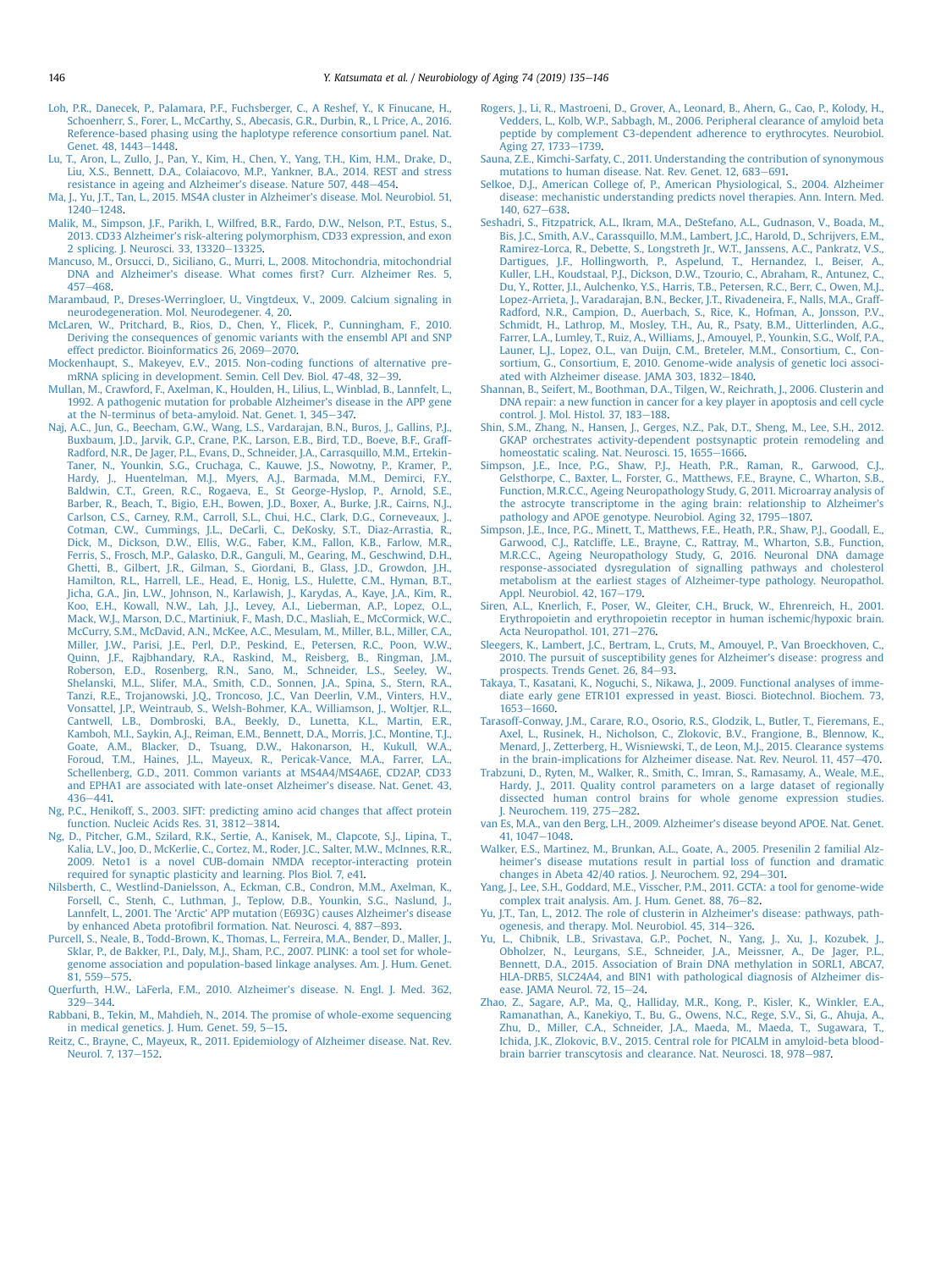Loh, P.R., Danecek, P., Palamara, P.F., Fuchsberger, C., A Reshef, Y., K Finucane, H., Schoenherr, S., Forer, L., McCarthy, S., Abecasis, G.R., Durbin, R., L Price, A., 2016. Reference-based phasing using the haplotype reference consortium panel. Nat. Genet. 48, 1443–1448.

Lu, T., Aron, L., Zullo, J., Pan, Y., Kim, H., Chen, Y., Yang, T.H., Kim, H.M., Drake, D., Liu, X.S., Bennett, D.A., Colaiacovo, M.P., Yankner, B.A., 2014. REST and stress resistance in ageing and Alzheimer's disease. Nature 507, 448–454.

Ma, J., Yu, J.T., Tan, L., 2015. MS4A cluster in Alzheimer's disease. Mol. Neurobiol. 51, 1240–1248.

Malik, M., Simpson, J.F., Parikh, I., Wilfred, B.R., Fardo, D.W., Nelson, P.T., Estus, S., 2013. CD33 Alzheimer's risk-altering polymorphism, CD33 expression, and exon 2 splicing. J. Neurosci. 33, 13320–13325.

Mancuso, M., Orsucci, D., Siciliano, G., Murri, L., 2008. Mitochondria, mitochondrial DNA and Alzheimer's disease. What comes first? Curr. Alzheimer Res. 5, 457–468.

Marambaud, P., Dreses-Werringloer, U., Vingtdeux, V., 2009. Calcium signaling in neurodegeneration. Mol. Neurodegener. 4, 20.

McLaren, W., Pritchard, B., Rios, D., Chen, Y., Flicek, P., Cunningham, F., 2010. Deriving the consequences of genomic variants with the ensembl API and SNP effect predictor. Bioinformatics 26, 2069–2070.

Mockenhaupt, S., Makeyev, E.V., 2015. Non-coding functions of alternative pre-mRNA splicing in development. Semin. Cell Dev. Biol. 47-48, 32–39.

Mullan, M., Crawford, F., Axelman, K., Houlden, H., Lilius, L., Winblad, B., Lannfelt, L., 1992. A pathogenic mutation for probable Alzheimer's disease in the APP gene at the N-terminus of beta-amyloid. Nat. Genet. 1, 345–347.

Naj, A.C., Jun, G., Beecham, G.W., Wang, L.S., Vardarajan, B.N., Buros, J., Gallins, P.J., Buxbaum, J.D., Jarvik, G.P., Crane, P.K., Larson, E.B., Bird, T.D., Boeve, B.F., Graff-Radford, N.R., De Jager, P.L., Evans, D., Schneider, J.A., Carrasquillo, M.M., Ertekin-Taner, N., Younkin, S.G., Cruchaga, C., Kauwe, J.S., Nowotny, P., Kramer, P., Hardy, J., Huentelman, M.J., Myers, A.J., Barmada, M.M., Demirci, F.Y., Baldwin, C.T., Green, R.C., Rogaeva, E., St George-Hyslop, P., Arnold, S.E., Barber, R., Beach, T., Bigio, E.H., Bowen, J.D., Boxer, A., Burke, J.R., Cairns, N.J., Carlson, C.S., Carney, R.M., Carroll, S.L., Chui, H.C., Clark, D.G., Corneveaux, J., Cotman, C.W., Cummings, J.L., DeCarli, C., DeKosky, S.T., Diaz-Arrastia, R., Dick, M., Dickson, D.W., Ellis, W.G., Faber, K.M., Fallon, K.B., Farlow, M.R., Ferris, S., Frosch, M.P., Galasko, D.R., Ganguli, M., Gearing, M., Geschwind, D.H., Ghetti, B., Gilbert, J.R., Gilman, S., Giordani, B., Glass, J.D., Growdon, J.H., Hamilton, R.L., Harrell, L.E., Head, E., Honig, L.S., Hulette, C.M., Hyman, B.T., Jicha, G.A., Jin, L.W., Johnson, N., Karlawish, J., Karydas, A., Kaye, J.A., Kim, R., Koo, E.H., Kowall, N.W., Lah, J.J., Levey, A.I., Lieberman, A.P., Lopez, O.L., Mack, W.J., Marson, D.C., Martiniuk, F., Mash, D.C., Masliah, E., McCormick, W.C., McCurry, S.M., McDavid, A.N., McKee, A.C., Mesulam, M., Miller, B.L., Miller, C.A., Miller, J.W., Parisi, J.E., Perl, D.P., Peskind, E., Petersen, R.C., Poon, W.W., Quinn, J.F., Rajbhandary, R.A., Raskind, M., Reisberg, B., Ringman, J.M., Roberson, E.D., Rosenberg, R.N., Sano, M., Schneider, L.S., Seeley, W., Shelanski, M.L., Slifer, M.A., Smith, C.D., Sonnen, J.A., Spina, S., Stern, R.A., Tanzi, R.E., Trojanowski, J.Q., Troncoso, J.C., Van Deerlin, V.M., Vinters, H.V., Vonsattel, J.P., Weintraub, S., Welsh-Bohmer, K.A., Williamson, J., Woltjer, R.L., Cantwell, L.B., Dombroski, B.A., Beekly, D., Lunetta, K.L., Martin, E.R., Kamboh, M.I., Saykin, A.J., Reiman, E.M., Bennett, D.A., Morris, J.C., Montine, T.J., Goate, A.M., Blacker, D., Tsuang, D.W., Hakonarson, H., Kukull, W.A., Foroud, T.M., Haines, J.L., Mayeux, R., Pericak-Vance, M.A., Farrer, L.A., Schellenberg, G.D., 2011. Common variants at MS4A4/MS4A6E, CD2AP, CD33 and EPHA1 are associated with late-onset Alzheimer's disease. Nat. Genet. 43, 436–441.

Ng, P.C., Henikoff, S., 2003. SIFT: predicting amino acid changes that affect protein function. Nucleic Acids Res. 31, 3812–3814.

Ng, D., Pitcher, G.M., Szilard, R.K., Sertie, A., Kanisek, M., Clapcote, S.J., Lipina, T., Kalia, L.V., Joo, D., McKerlie, C., Cortez, M., Roder, J.C., Salter, M.W., McInnes, R.R., 2009. Neto1 is a novel CUB-domain NMDA receptor-interacting protein required for synaptic plasticity and learning. Plos Biol. 7, e41.

Nilsberth, C., Westlind-Danielsson, A., Eckman, C.B., Condron, M.M., Axelman, K., Forsell, C., Stenh, C., Luthman, J., Teplow, D.B., Younkin, S.G., Naslund, J., Lannfelt, L., 2001. The 'Arctic' APP mutation (E693G) causes Alzheimer's disease by enhanced Abeta protofibril formation. Nat. Neurosci. 4, 887–893.

Purcell, S., Neale, B., Todd-Brown, K., Thomas, L., Ferreira, M.A., Bender, D., Maller, J., Sklar, P., de Bakker, P.I., Daly, M.J., Sham, P.C., 2007. PLINK: a tool set for whole-genome association and population-based linkage analyses. Am. J. Hum. Genet. 81, 559–575.

Querfurth, H.W., LaFerla, F.M., 2010. Alzheimer's disease. N. Engl. J. Med. 362, 329–344.

Rabbani, B., Tekin, M., Mahdieh, N., 2014. The promise of whole-exome sequencing in medical genetics. J. Hum. Genet. 59, 5–15.

Reitz, C., Brayne, C., Mayeux, R., 2011. Epidemiology of Alzheimer disease. Nat. Rev. Neurol. 7, 137–152.

Rogers, J., Li, R., Mastroeni, D., Grover, A., Leonard, B., Ahern, G., Cao, P., Kolody, H., Vedders, L., Kolb, W.P., Sabbagh, M., 2006. Peripheral clearance of amyloid beta peptide by complement C3-dependent adherence to erythrocytes. Neurobiol. Aging 27, 1733–1739.

Sauna, Z.E., Kimchi-Sarfaty, C., 2011. Understanding the contribution of synonymous mutations to human disease. Nat. Rev. Genet. 12, 683–691.

Selkoe, D.J., American College of, P., American Physiological, S., 2004. Alzheimer disease: mechanistic understanding predicts novel therapies. Ann. Intern. Med. 140, 627–638.

Seshadri, S., Fitzpatrick, A.L., Ikram, M.A., DeStefano, A.L., Gudnason, V., Boada, M., Bis, J.C., Smith, A.V., Carassquillo, M.M., Lambert, J.C., Harold, D., Schrijvers, E.M., Ramirez-Lorca, R., Debette, S., Longstreth Jr., W.T., Janssens, A.C., Pankratz, V.S., Dartigues, J.F., Hollingworth, P., Aspelund, T., Hernandez, I., Beiser, A., Kuller, L.H., Koudstaal, P.J., Dickson, D.W., Tzourio, C., Abraham, R., Antunez, C., Du, Y., Rotter, J.I., Aulchenko, Y.S., Harris, T.B., Petersen, R.C., Berr, C., Owen, M.J., Lopez-Arrieta, J., Varadarajan, B.N., Becker, J.T., Rivadeneira, F., Nalls, M.A., Graff-Radford, N.R., Campion, D., Auerbach, S., Rice, K., Hofman, A., Jonsson, P.V., Schmidt, H., Lathrop, M., Mosley, T.H., Au, R., Psaty, B.M., Uitterlinden, A.G., Farrer, L.A., Lumley, T., Ruiz, A., Williams, J., Amouyel, P., Younkin, S.G., Wolf, P.A., Launer, L.J., Lopez, O.L., van Duijn, C.M., Breteler, M.M., Consortium, C., Consortium, G., Consortium, E., 2010. Genome-wide analysis of genetic loci associated with Alzheimer disease. JAMA 303, 1832–1840.

Shannan, B., Seifert, M., Boothman, D.A., Tilgen, W., Reichrath, J., 2006. Clusterin and DNA repair: a new function in cancer for a key player in apoptosis and cell cycle control. J. Mol. Histol. 37, 183–188.

Shin, S.M., Zhang, N., Hansen, J., Gerges, N.Z., Pak, D.T., Sheng, M., Lee, S.H., 2012. GKAP orchestrates activity-dependent postsynaptic protein remodeling and homeostatic scaling. Nat. Neurosci. 15, 1655–1666.

Simpson, J.E., Ince, P.G., Shaw, P.J., Heath, P.R., Raman, R., Garwood, C.J., Gelsthorpe, C., Baxter, L., Forster, G., Matthews, F.E., Brayne, C., Wharton, S.B., Function, M.R.C.C., Ageing Neuropathology Study, G, 2011. Microarray analysis of the astrocyte transcriptome in the aging brain: relationship to Alzheimer's pathology and APOE genotype. Neurobiol. Aging 32, 1795–1807.

Simpson, J.E., Ince, P.G., Minett, T., Matthews, F.E., Heath, P.R., Shaw, P.J., Goodall, E., Garwood, C.J., Ratcliffe, L.E., Brayne, C., Rattray, M., Wharton, S.B., Function, M.R.C.C., Ageing Neuropathology Study, G, 2016. Neuronal DNA damage response-associated dysregulation of signalling pathways and cholesterol metabolism at the earliest stages of Alzheimer-type pathology. Neuropathol. Appl. Neurobiol. 42, 167–179.

Siren, A.L., Knerlich, F., Poser, W., Gleiter, C.H., Bruck, W., Ehrenreich, H., 2001. Erythropoietin and erythropoietin receptor in human ischemic/hypoxic brain. Acta Neuropathol. 101, 271–276.

Sleegers, K., Lambert, J.C., Bertram, L., Cruts, M., Amouyel, P., Van Broeckhoven, C., 2010. The pursuit of susceptibility genes for Alzheimer's disease: progress and prospects. Trends Genet. 26, 84–93.

Takaya, T., Kasatani, K., Noguchi, S., Nikawa, J., 2009. Functional analyses of immediate early gene ETR101 expressed in yeast. Biosci. Biotechnol. Biochem. 73, 1653–1660.

Tarasoff-Conway, J.M., Carare, R.O., Osorio, R.S., Glodzik, L., Butler, T., Fieremans, E., Axel, L., Rusinek, H., Nicholson, C., Zlokovic, B.V., Frangione, B., Blennow, K., Menard, J., Zetterberg, H., Wisniewski, T., de Leon, M.J., 2015. Clearance systems in the brain-implications for Alzheimer disease. Nat. Rev. Neurol. 11, 457–470.

Trabzuni, D., Ryten, M., Walker, R., Smith, C., Imran, S., Ramasamy, A., Weale, M.E., Hardy, J., 2011. Quality control parameters on a large dataset of regionally dissected human control brains for whole genome expression studies. J. Neurochem. 119, 275–282.

van Es, M.A., van den Berg, L.H., 2009. Alzheimer's disease beyond APOE. Nat. Genet. 41, 1047–1048.

Walker, E.S., Martinez, M., Brunkan, A.L., Goate, A., 2005. Presenilin 2 familial Alzheimer's disease mutations result in partial loss of function and dramatic changes in Abeta 42/40 ratios. J. Neurochem. 92, 294–301.

Yang, J., Lee, S.H., Goddard, M.E., Visscher, P.M., 2011. GCTA: a tool for genome-wide complex trait analysis. Am. J. Hum. Genet. 88, 76–82.

Yu, J.T., Tan, L., 2012. The role of clusterin in Alzheimer's disease: pathways, pathogenesis, and therapy. Mol. Neurobiol. 45, 314–326.

Yu, L., Chibnik, L.B., Srivastava, G.P., Pochet, N., Yang, J., Xu, J., Kozubek, J., Obholzer, N., Leurgans, S.E., Schneider, J.A., Meissner, A., De Jager, P.L., Bennett, D.A., 2015. Association of Brain DNA methylation in SORL1, ABCA7, HLA-DRB5, SLC24A4, and BIN1 with pathological diagnosis of Alzheimer disease. JAMA Neurol. 72, 15–24.

Zhao, Z., Sagare, A.P., Ma, Q., Halliday, M.R., Kong, P., Kisler, K., Winkler, E.A., Ramanathan, A., Kanekiyo, T., Bu, G., Owens, N.C., Rege, S.V., Si, G., Ahuja, A., Zhu, D., Miller, C.A., Schneider, J.A., Maeda, M., Maeda, T., Sugawara, T., Ichida, J.K., Zlokovic, B.V., 2015. Central role for PICALM in amyloid-beta blood-brain barrier transcytosis and clearance. Nat. Neurosci. 18, 978–987.